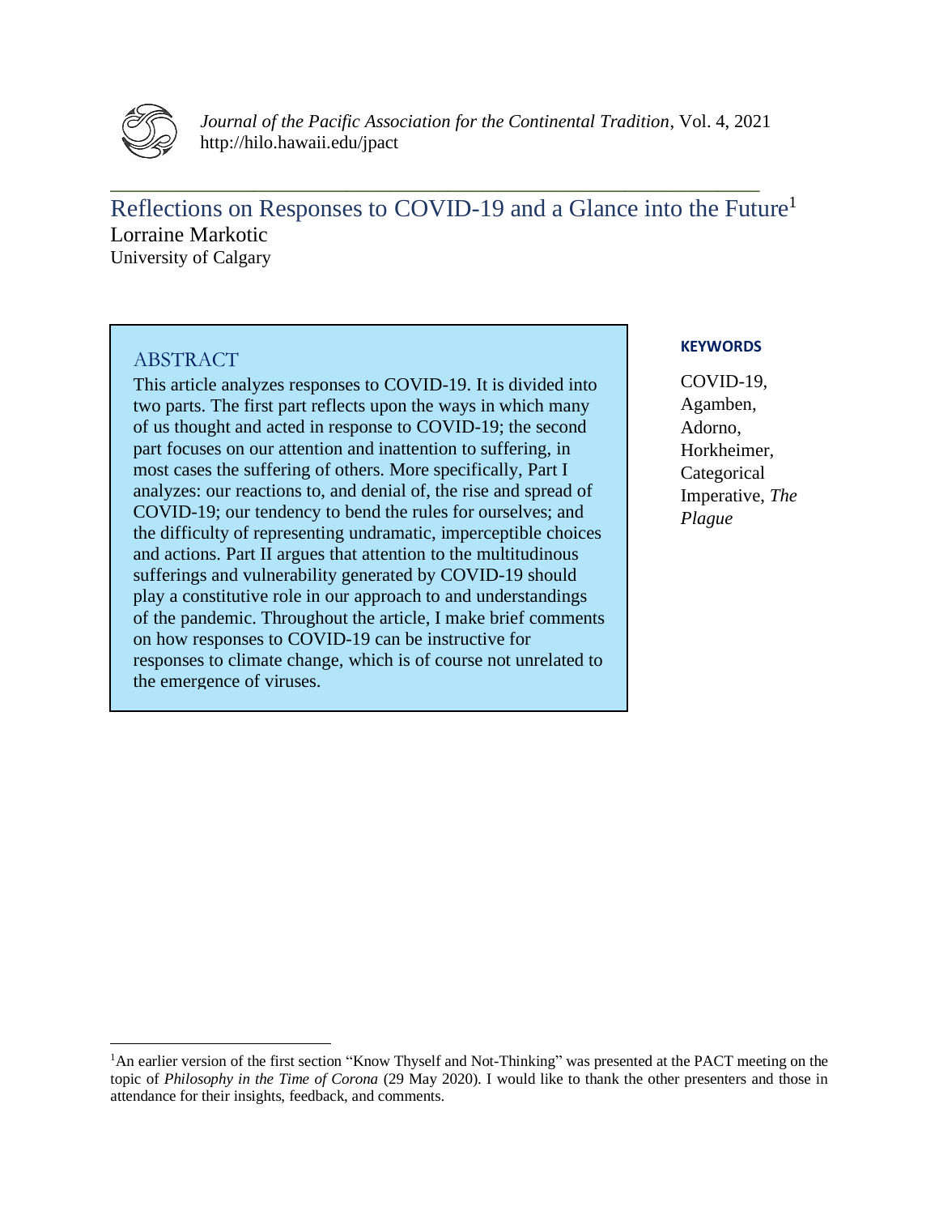# Reflections on Responses to COVID-19 and a Glance into the Future[1]

Lorraine Markotic
University of Calgary

## ABSTRACT

This article analyzes responses to COVID-19. It is divided into two parts. The first part reflects upon the ways in which many of us thought and acted in response to COVID-19; the second part focuses on our attention and inattention to suffering, in most cases the suffering of others. More specifically, Part I analyzes: our reactions to, and denial of, the rise and spread of COVID-19; our tendency to bend the rules for ourselves; and the difficulty of representing undramatic, imperceptible choices and actions. Part II argues that attention to the multitudinous sufferings and vulnerability generated by COVID-19 should play a constitutive role in our approach to and understandings of the pandemic. Throughout the article, I make brief comments on how responses to COVID-19 can be instructive for responses to climate change, which is of course not unrelated to the emergence of viruses.

**KEYWORDS**

COVID-19, Agamben, Adorno, Horkheimer, Categorical Imperative, *The Plague*

[1] An earlier version of the first section "Know Thyself and Not-Thinking" was presented at the PACT meeting on the topic of *Philosophy in the Time of Corona* (29 May 2020). I would like to thank the other presenters and those in attendance for their insights, feedback, and comments.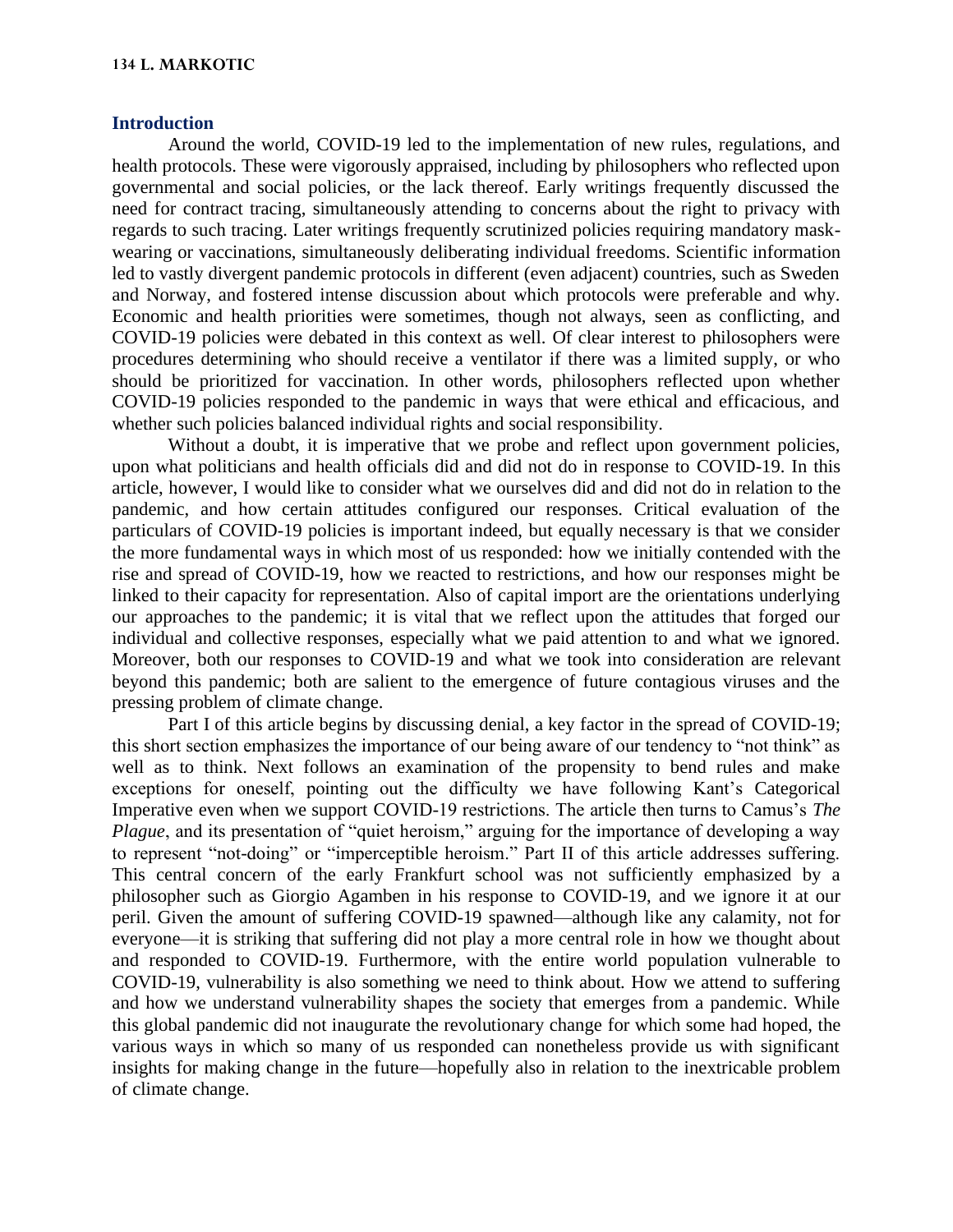## Introduction

Around the world, COVID-19 led to the implementation of new rules, regulations, and health protocols. These were vigorously appraised, including by philosophers who reflected upon governmental and social policies, or the lack thereof. Early writings frequently discussed the need for contract tracing, simultaneously attending to concerns about the right to privacy with regards to such tracing. Later writings frequently scrutinized policies requiring mandatory mask-wearing or vaccinations, simultaneously deliberating individual freedoms. Scientific information led to vastly divergent pandemic protocols in different (even adjacent) countries, such as Sweden and Norway, and fostered intense discussion about which protocols were preferable and why. Economic and health priorities were sometimes, though not always, seen as conflicting, and COVID-19 policies were debated in this context as well. Of clear interest to philosophers were procedures determining who should receive a ventilator if there was a limited supply, or who should be prioritized for vaccination. In other words, philosophers reflected upon whether COVID-19 policies responded to the pandemic in ways that were ethical and efficacious, and whether such policies balanced individual rights and social responsibility.

Without a doubt, it is imperative that we probe and reflect upon government policies, upon what politicians and health officials did and did not do in response to COVID-19. In this article, however, I would like to consider what we ourselves did and did not do in relation to the pandemic, and how certain attitudes configured our responses. Critical evaluation of the particulars of COVID-19 policies is important indeed, but equally necessary is that we consider the more fundamental ways in which most of us responded: how we initially contended with the rise and spread of COVID-19, how we reacted to restrictions, and how our responses might be linked to their capacity for representation. Also of capital import are the orientations underlying our approaches to the pandemic; it is vital that we reflect upon the attitudes that forged our individual and collective responses, especially what we paid attention to and what we ignored. Moreover, both our responses to COVID-19 and what we took into consideration are relevant beyond this pandemic; both are salient to the emergence of future contagious viruses and the pressing problem of climate change.

Part I of this article begins by discussing denial, a key factor in the spread of COVID-19; this short section emphasizes the importance of our being aware of our tendency to "not think" as well as to think. Next follows an examination of the propensity to bend rules and make exceptions for oneself, pointing out the difficulty we have following Kant's Categorical Imperative even when we support COVID-19 restrictions. The article then turns to Camus's *The Plague*, and its presentation of "quiet heroism," arguing for the importance of developing a way to represent "not-doing" or "imperceptible heroism." Part II of this article addresses suffering. This central concern of the early Frankfurt school was not sufficiently emphasized by a philosopher such as Giorgio Agamben in his response to COVID-19, and we ignore it at our peril. Given the amount of suffering COVID-19 spawned—although like any calamity, not for everyone—it is striking that suffering did not play a more central role in how we thought about and responded to COVID-19. Furthermore, with the entire world population vulnerable to COVID-19, vulnerability is also something we need to think about. How we attend to suffering and how we understand vulnerability shapes the society that emerges from a pandemic. While this global pandemic did not inaugurate the revolutionary change for which some had hoped, the various ways in which so many of us responded can nonetheless provide us with significant insights for making change in the future—hopefully also in relation to the inextricable problem of climate change.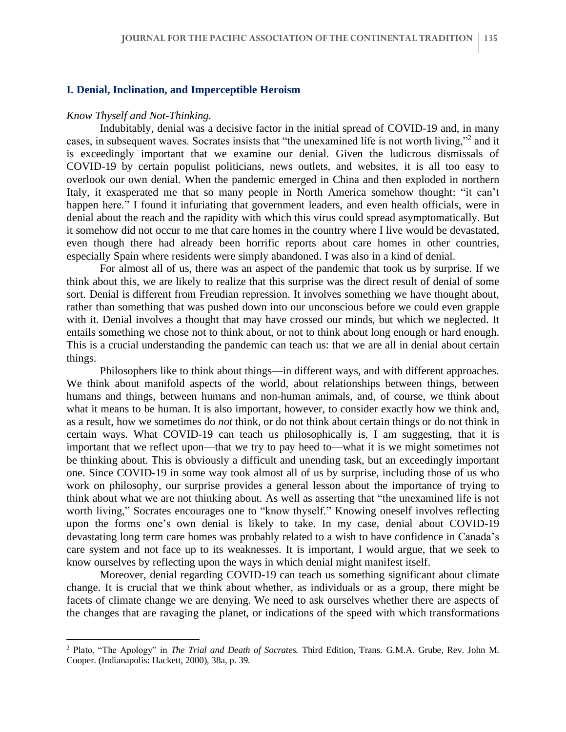## I. Denial, Inclination, and Imperceptible Heroism

*Know Thyself and Not-Thinking.*

Indubitably, denial was a decisive factor in the initial spread of COVID-19 and, in many cases, in subsequent waves. Socrates insists that "the unexamined life is not worth living,"[2] and it is exceedingly important that we examine our denial. Given the ludicrous dismissals of COVID-19 by certain populist politicians, news outlets, and websites, it is all too easy to overlook our own denial. When the pandemic emerged in China and then exploded in northern Italy, it exasperated me that so many people in North America somehow thought: "it can't happen here." I found it infuriating that government leaders, and even health officials, were in denial about the reach and the rapidity with which this virus could spread asymptomatically. But it somehow did not occur to me that care homes in the country where I live would be devastated, even though there had already been horrific reports about care homes in other countries, especially Spain where residents were simply abandoned. I was also in a kind of denial.

For almost all of us, there was an aspect of the pandemic that took us by surprise. If we think about this, we are likely to realize that this surprise was the direct result of denial of some sort. Denial is different from Freudian repression. It involves something we have thought about, rather than something that was pushed down into our unconscious before we could even grapple with it. Denial involves a thought that may have crossed our minds, but which we neglected. It entails something we chose not to think about, or not to think about long enough or hard enough. This is a crucial understanding the pandemic can teach us: that we are all in denial about certain things.

Philosophers like to think about things—in different ways, and with different approaches. We think about manifold aspects of the world, about relationships between things, between humans and things, between humans and non-human animals, and, of course, we think about what it means to be human. It is also important, however, to consider exactly how we think and, as a result, how we sometimes do *not* think, or do not think about certain things or do not think in certain ways. What COVID-19 can teach us philosophically is, I am suggesting, that it is important that we reflect upon—that we try to pay heed to—what it is we might sometimes not be thinking about. This is obviously a difficult and unending task, but an exceedingly important one. Since COVID-19 in some way took almost all of us by surprise, including those of us who work on philosophy, our surprise provides a general lesson about the importance of trying to think about what we are not thinking about. As well as asserting that "the unexamined life is not worth living," Socrates encourages one to "know thyself." Knowing oneself involves reflecting upon the forms one's own denial is likely to take. In my case, denial about COVID-19 devastating long term care homes was probably related to a wish to have confidence in Canada's care system and not face up to its weaknesses. It is important, I would argue, that we seek to know ourselves by reflecting upon the ways in which denial might manifest itself.

Moreover, denial regarding COVID-19 can teach us something significant about climate change. It is crucial that we think about whether, as individuals or as a group, there might be facets of climate change we are denying. We need to ask ourselves whether there are aspects of the changes that are ravaging the planet, or indications of the speed with which transformations

[2] Plato, "The Apology" in *The Trial and Death of Socrates.* Third Edition, Trans. G.M.A. Grube, Rev. John M. Cooper. (Indianapolis: Hackett, 2000), 38a, p. 39.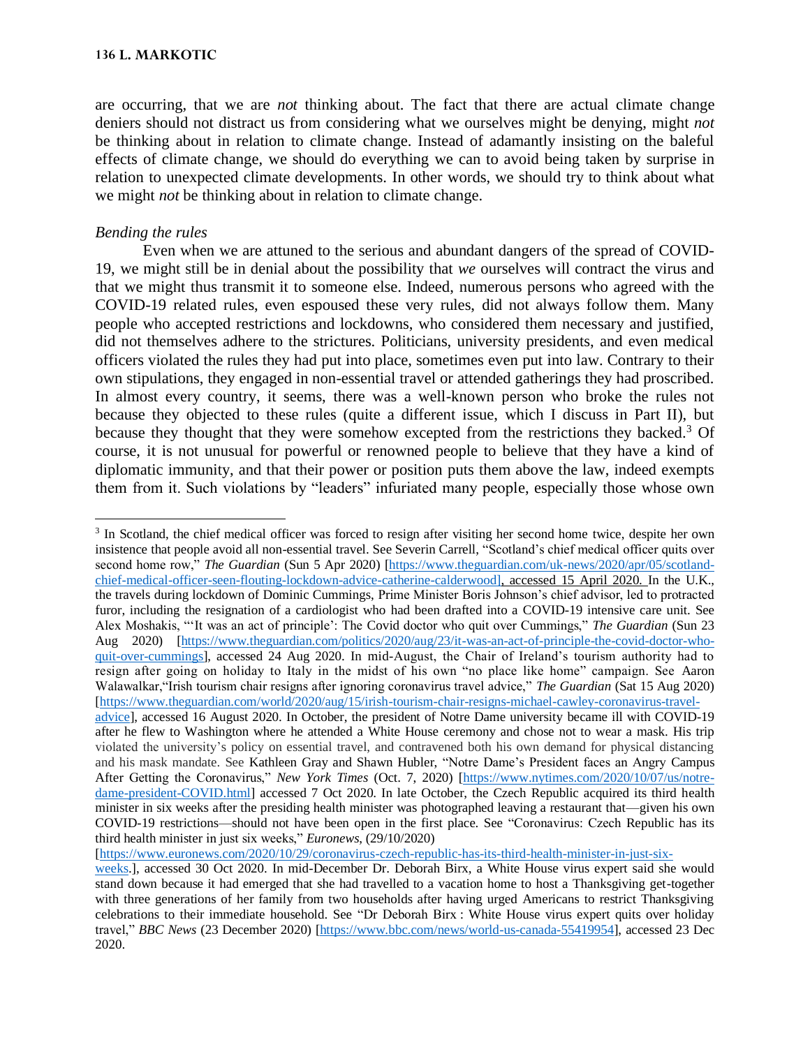are occurring, that we are *not* thinking about. The fact that there are actual climate change deniers should not distract us from considering what we ourselves might be denying, might *not* be thinking about in relation to climate change. Instead of adamantly insisting on the baleful effects of climate change, we should do everything we can to avoid being taken by surprise in relation to unexpected climate developments. In other words, we should try to think about what we might *not* be thinking about in relation to climate change.

*Bending the rules*

Even when we are attuned to the serious and abundant dangers of the spread of COVID-19, we might still be in denial about the possibility that *we* ourselves will contract the virus and that we might thus transmit it to someone else. Indeed, numerous persons who agreed with the COVID-19 related rules, even espoused these very rules, did not always follow them. Many people who accepted restrictions and lockdowns, who considered them necessary and justified, did not themselves adhere to the strictures. Politicians, university presidents, and even medical officers violated the rules they had put into place, sometimes even put into law. Contrary to their own stipulations, they engaged in non-essential travel or attended gatherings they had proscribed. In almost every country, it seems, there was a well-known person who broke the rules not because they objected to these rules (quite a different issue, which I discuss in Part II), but because they thought that they were somehow excepted from the restrictions they backed.[3] Of course, it is not unusual for powerful or renowned people to believe that they have a kind of diplomatic immunity, and that their power or position puts them above the law, indeed exempts them from it. Such violations by "leaders" infuriated many people, especially those whose own

---

[3] In Scotland, the chief medical officer was forced to resign after visiting her second home twice, despite her own insistence that people avoid all non-essential travel. See Severin Carrell, "Scotland's chief medical officer quits over second home row," *The Guardian* (Sun 5 Apr 2020) [https://www.theguardian.com/uk-news/2020/apr/05/scotland-chief-medical-officer-seen-flouting-lockdown-advice-catherine-calderwood], accessed 15 April 2020. In the U.K., the travels during lockdown of Dominic Cummings, Prime Minister Boris Johnson's chief advisor, led to protracted furor, including the resignation of a cardiologist who had been drafted into a COVID-19 intensive care unit. See Alex Moshakis, "'It was an act of principle': The Covid doctor who quit over Cummings," *The Guardian* (Sun 23 Aug 2020) [https://www.theguardian.com/politics/2020/aug/23/it-was-an-act-of-principle-the-covid-doctor-who-quit-over-cummings], accessed 24 Aug 2020. In mid-August, the Chair of Ireland's tourism authority had to resign after going on holiday to Italy in the midst of his own "no place like home" campaign. See Aaron Walawalkar,"Irish tourism chair resigns after ignoring coronavirus travel advice," *The Guardian* (Sat 15 Aug 2020) [https://www.theguardian.com/world/2020/aug/15/irish-tourism-chair-resigns-michael-cawley-coronavirus-travel-advice], accessed 16 August 2020. In October, the president of Notre Dame university became ill with COVID-19 after he flew to Washington where he attended a White House ceremony and chose not to wear a mask. His trip violated the university's policy on essential travel, and contravened both his own demand for physical distancing and his mask mandate. See Kathleen Gray and Shawn Hubler, "Notre Dame's President faces an Angry Campus After Getting the Coronavirus," *New York Times* (Oct. 7, 2020) [https://www.nytimes.com/2020/10/07/us/notre-dame-president-COVID.html] accessed 7 Oct 2020. In late October, the Czech Republic acquired its third health minister in six weeks after the presiding health minister was photographed leaving a restaurant that—given his own COVID-19 restrictions—should not have been open in the first place. See "Coronavirus: Czech Republic has its third health minister in just six weeks," *Euronews*, (29/10/2020) [https://www.euronews.com/2020/10/29/coronavirus-czech-republic-has-its-third-health-minister-in-just-six-weeks.], accessed 30 Oct 2020. In mid-December Dr. Deborah Birx, a White House virus expert said she would stand down because it had emerged that she had travelled to a vacation home to host a Thanksgiving get-together with three generations of her family from two households after having urged Americans to restrict Thanksgiving celebrations to their immediate household. See "Dr Deborah Birx : White House virus expert quits over holiday travel," *BBC News* (23 December 2020) [https://www.bbc.com/news/world-us-canada-55419954], accessed 23 Dec 2020.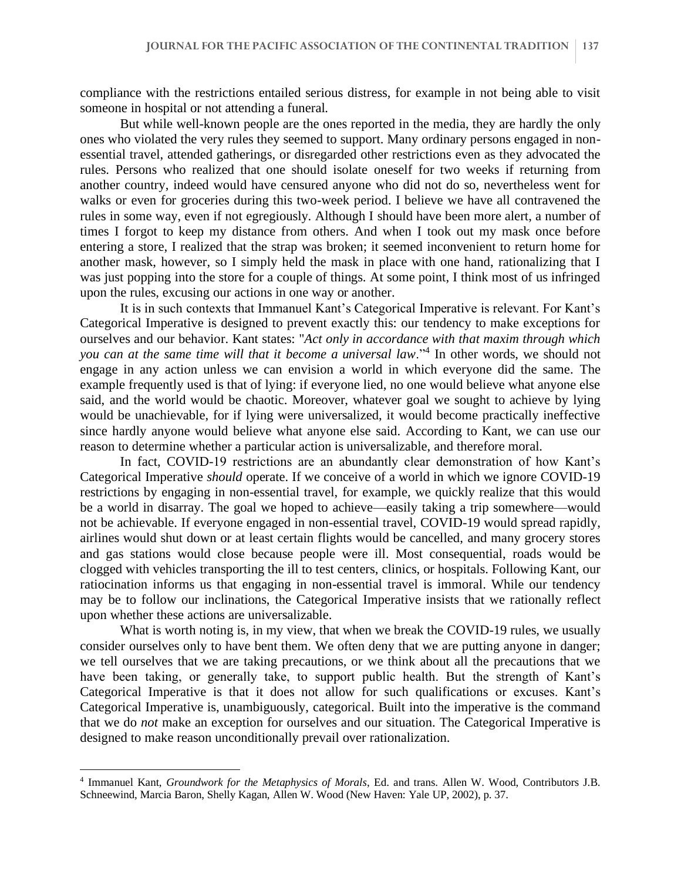compliance with the restrictions entailed serious distress, for example in not being able to visit someone in hospital or not attending a funeral.

But while well-known people are the ones reported in the media, they are hardly the only ones who violated the very rules they seemed to support. Many ordinary persons engaged in non-essential travel, attended gatherings, or disregarded other restrictions even as they advocated the rules. Persons who realized that one should isolate oneself for two weeks if returning from another country, indeed would have censured anyone who did not do so, nevertheless went for walks or even for groceries during this two-week period. I believe we have all contravened the rules in some way, even if not egregiously. Although I should have been more alert, a number of times I forgot to keep my distance from others. And when I took out my mask once before entering a store, I realized that the strap was broken; it seemed inconvenient to return home for another mask, however, so I simply held the mask in place with one hand, rationalizing that I was just popping into the store for a couple of things. At some point, I think most of us infringed upon the rules, excusing our actions in one way or another.

It is in such contexts that Immanuel Kant's Categorical Imperative is relevant. For Kant's Categorical Imperative is designed to prevent exactly this: our tendency to make exceptions for ourselves and our behavior. Kant states: "*Act only in accordance with that maxim through which you can at the same time will that it become a universal law*."[4] In other words, we should not engage in any action unless we can envision a world in which everyone did the same. The example frequently used is that of lying: if everyone lied, no one would believe what anyone else said, and the world would be chaotic. Moreover, whatever goal we sought to achieve by lying would be unachievable, for if lying were universalized, it would become practically ineffective since hardly anyone would believe what anyone else said. According to Kant, we can use our reason to determine whether a particular action is universalizable, and therefore moral.

In fact, COVID-19 restrictions are an abundantly clear demonstration of how Kant's Categorical Imperative *should* operate. If we conceive of a world in which we ignore COVID-19 restrictions by engaging in non-essential travel, for example, we quickly realize that this would be a world in disarray. The goal we hoped to achieve—easily taking a trip somewhere—would not be achievable. If everyone engaged in non-essential travel, COVID-19 would spread rapidly, airlines would shut down or at least certain flights would be cancelled, and many grocery stores and gas stations would close because people were ill. Most consequential, roads would be clogged with vehicles transporting the ill to test centers, clinics, or hospitals. Following Kant, our ratiocination informs us that engaging in non-essential travel is immoral. While our tendency may be to follow our inclinations, the Categorical Imperative insists that we rationally reflect upon whether these actions are universalizable.

What is worth noting is, in my view, that when we break the COVID-19 rules, we usually consider ourselves only to have bent them. We often deny that we are putting anyone in danger; we tell ourselves that we are taking precautions, or we think about all the precautions that we have been taking, or generally take, to support public health. But the strength of Kant's Categorical Imperative is that it does not allow for such qualifications or excuses. Kant's Categorical Imperative is, unambiguously, categorical. Built into the imperative is the command that we do *not* make an exception for ourselves and our situation. The Categorical Imperative is designed to make reason unconditionally prevail over rationalization.

---

[4] Immanuel Kant, *Groundwork for the Metaphysics of Morals*, Ed. and trans. Allen W. Wood, Contributors J.B. Schneewind, Marcia Baron, Shelly Kagan, Allen W. Wood (New Haven: Yale UP, 2002), p. 37.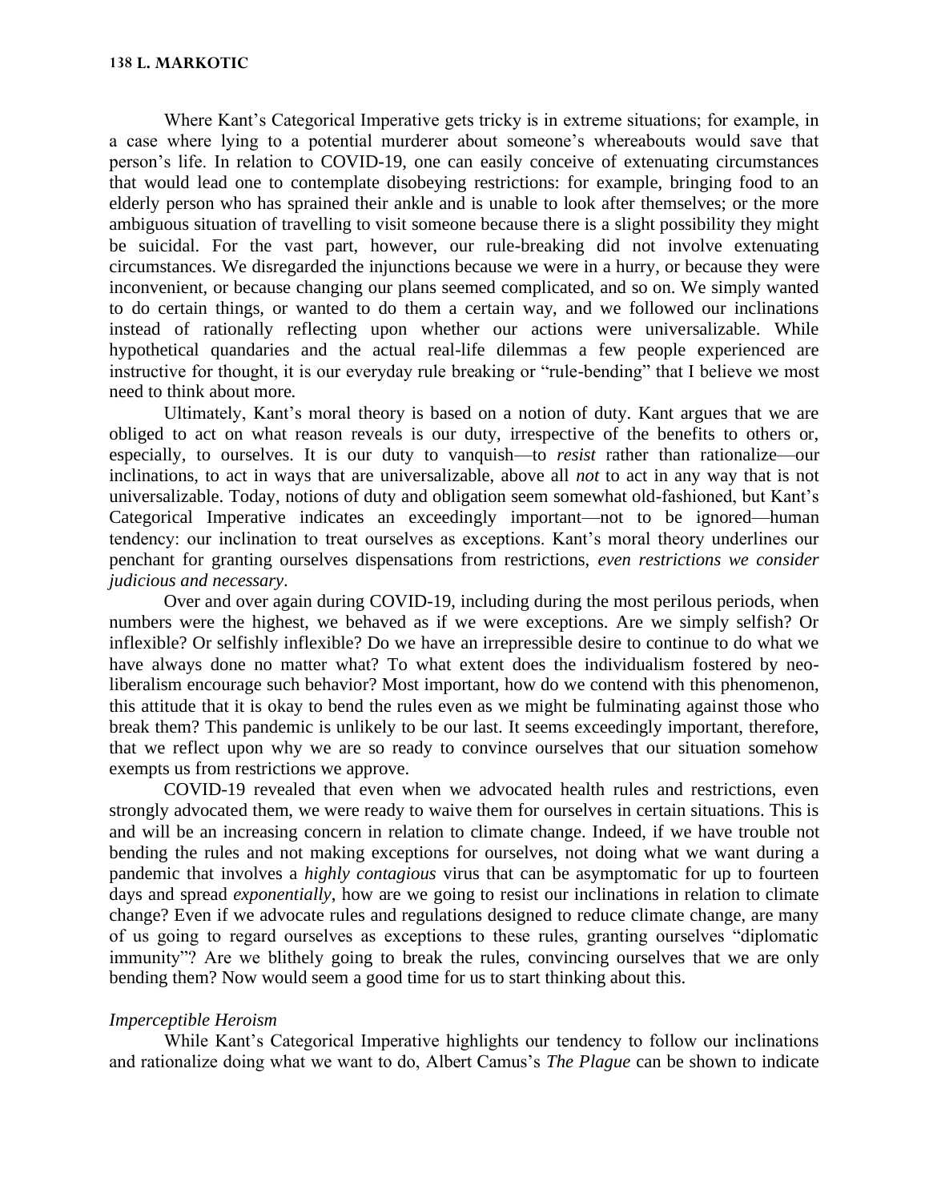Where Kant's Categorical Imperative gets tricky is in extreme situations; for example, in a case where lying to a potential murderer about someone's whereabouts would save that person's life. In relation to COVID-19, one can easily conceive of extenuating circumstances that would lead one to contemplate disobeying restrictions: for example, bringing food to an elderly person who has sprained their ankle and is unable to look after themselves; or the more ambiguous situation of travelling to visit someone because there is a slight possibility they might be suicidal. For the vast part, however, our rule-breaking did not involve extenuating circumstances. We disregarded the injunctions because we were in a hurry, or because they were inconvenient, or because changing our plans seemed complicated, and so on. We simply wanted to do certain things, or wanted to do them a certain way, and we followed our inclinations instead of rationally reflecting upon whether our actions were universalizable. While hypothetical quandaries and the actual real-life dilemmas a few people experienced are instructive for thought, it is our everyday rule breaking or "rule-bending" that I believe we most need to think about more.

Ultimately, Kant's moral theory is based on a notion of duty. Kant argues that we are obliged to act on what reason reveals is our duty, irrespective of the benefits to others or, especially, to ourselves. It is our duty to vanquish—to *resist* rather than rationalize—our inclinations, to act in ways that are universalizable, above all *not* to act in any way that is not universalizable. Today, notions of duty and obligation seem somewhat old-fashioned, but Kant's Categorical Imperative indicates an exceedingly important—not to be ignored—human tendency: our inclination to treat ourselves as exceptions. Kant's moral theory underlines our penchant for granting ourselves dispensations from restrictions, *even restrictions we consider judicious and necessary*.

Over and over again during COVID-19, including during the most perilous periods, when numbers were the highest, we behaved as if we were exceptions. Are we simply selfish? Or inflexible? Or selfishly inflexible? Do we have an irrepressible desire to continue to do what we have always done no matter what? To what extent does the individualism fostered by neo-liberalism encourage such behavior? Most important, how do we contend with this phenomenon, this attitude that it is okay to bend the rules even as we might be fulminating against those who break them? This pandemic is unlikely to be our last. It seems exceedingly important, therefore, that we reflect upon why we are so ready to convince ourselves that our situation somehow exempts us from restrictions we approve.

COVID-19 revealed that even when we advocated health rules and restrictions, even strongly advocated them, we were ready to waive them for ourselves in certain situations. This is and will be an increasing concern in relation to climate change. Indeed, if we have trouble not bending the rules and not making exceptions for ourselves, not doing what we want during a pandemic that involves a *highly contagious* virus that can be asymptomatic for up to fourteen days and spread *exponentially*, how are we going to resist our inclinations in relation to climate change? Even if we advocate rules and regulations designed to reduce climate change, are many of us going to regard ourselves as exceptions to these rules, granting ourselves "diplomatic immunity"? Are we blithely going to break the rules, convincing ourselves that we are only bending them? Now would seem a good time for us to start thinking about this.

### *Imperceptible Heroism*

While Kant's Categorical Imperative highlights our tendency to follow our inclinations and rationalize doing what we want to do, Albert Camus's *The Plague* can be shown to indicate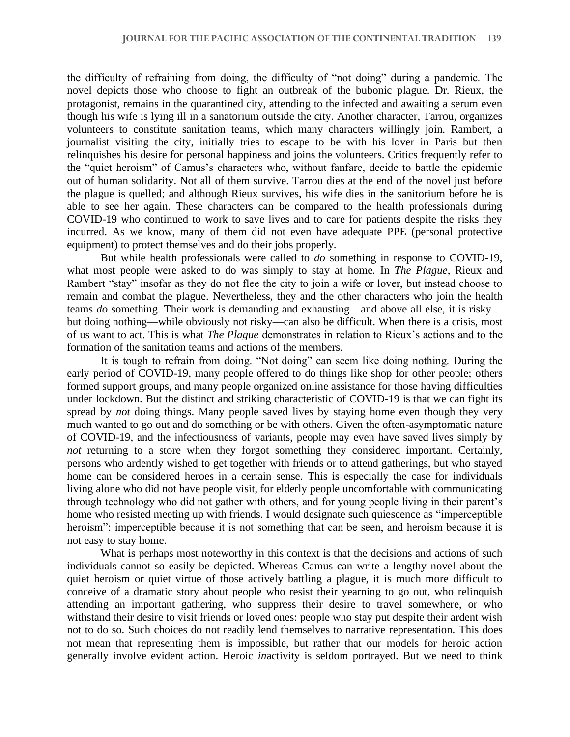the difficulty of refraining from doing, the difficulty of "not doing" during a pandemic. The novel depicts those who choose to fight an outbreak of the bubonic plague. Dr. Rieux, the protagonist, remains in the quarantined city, attending to the infected and awaiting a serum even though his wife is lying ill in a sanatorium outside the city. Another character, Tarrou, organizes volunteers to constitute sanitation teams, which many characters willingly join. Rambert, a journalist visiting the city, initially tries to escape to be with his lover in Paris but then relinquishes his desire for personal happiness and joins the volunteers. Critics frequently refer to the "quiet heroism" of Camus's characters who, without fanfare, decide to battle the epidemic out of human solidarity. Not all of them survive. Tarrou dies at the end of the novel just before the plague is quelled; and although Rieux survives, his wife dies in the sanitorium before he is able to see her again. These characters can be compared to the health professionals during COVID-19 who continued to work to save lives and to care for patients despite the risks they incurred. As we know, many of them did not even have adequate PPE (personal protective equipment) to protect themselves and do their jobs properly.

But while health professionals were called to *do* something in response to COVID-19, what most people were asked to do was simply to stay at home. In *The Plague*, Rieux and Rambert "stay" insofar as they do not flee the city to join a wife or lover, but instead choose to remain and combat the plague. Nevertheless, they and the other characters who join the health teams *do* something. Their work is demanding and exhausting—and above all else, it is risky—but doing nothing—while obviously not risky—can also be difficult. When there is a crisis, most of us want to act. This is what *The Plague* demonstrates in relation to Rieux's actions and to the formation of the sanitation teams and actions of the members.

It is tough to refrain from doing. "Not doing" can seem like doing nothing. During the early period of COVID-19, many people offered to do things like shop for other people; others formed support groups, and many people organized online assistance for those having difficulties under lockdown. But the distinct and striking characteristic of COVID-19 is that we can fight its spread by *not* doing things. Many people saved lives by staying home even though they very much wanted to go out and do something or be with others. Given the often-asymptomatic nature of COVID-19, and the infectiousness of variants, people may even have saved lives simply by *not* returning to a store when they forgot something they considered important. Certainly, persons who ardently wished to get together with friends or to attend gatherings, but who stayed home can be considered heroes in a certain sense. This is especially the case for individuals living alone who did not have people visit, for elderly people uncomfortable with communicating through technology who did not gather with others, and for young people living in their parent's home who resisted meeting up with friends. I would designate such quiescence as "imperceptible heroism": imperceptible because it is not something that can be seen, and heroism because it is not easy to stay home.

What is perhaps most noteworthy in this context is that the decisions and actions of such individuals cannot so easily be depicted. Whereas Camus can write a lengthy novel about the quiet heroism or quiet virtue of those actively battling a plague, it is much more difficult to conceive of a dramatic story about people who resist their yearning to go out, who relinquish attending an important gathering, who suppress their desire to travel somewhere, or who withstand their desire to visit friends or loved ones: people who stay put despite their ardent wish not to do so. Such choices do not readily lend themselves to narrative representation. This does not mean that representing them is impossible, but rather that our models for heroic action generally involve evident action. Heroic *in*activity is seldom portrayed. But we need to think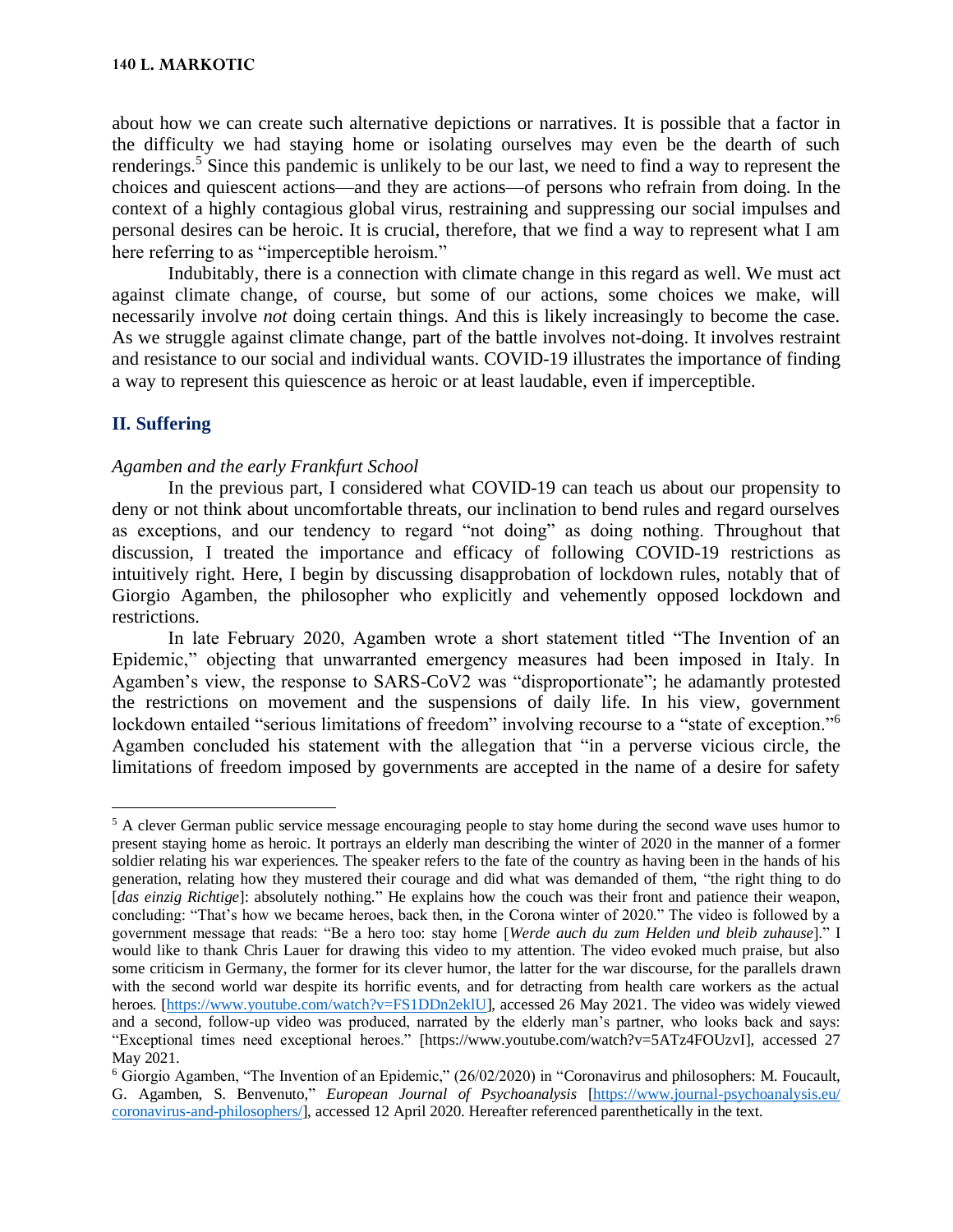about how we can create such alternative depictions or narratives. It is possible that a factor in the difficulty we had staying home or isolating ourselves may even be the dearth of such renderings.[5] Since this pandemic is unlikely to be our last, we need to find a way to represent the choices and quiescent actions—and they are actions—of persons who refrain from doing. In the context of a highly contagious global virus, restraining and suppressing our social impulses and personal desires can be heroic. It is crucial, therefore, that we find a way to represent what I am here referring to as "imperceptible heroism."

Indubitably, there is a connection with climate change in this regard as well. We must act against climate change, of course, but some of our actions, some choices we make, will necessarily involve *not* doing certain things. And this is likely increasingly to become the case. As we struggle against climate change, part of the battle involves not-doing. It involves restraint and resistance to our social and individual wants. COVID-19 illustrates the importance of finding a way to represent this quiescence as heroic or at least laudable, even if imperceptible.

## II. Suffering

*Agamben and the early Frankfurt School*

In the previous part, I considered what COVID-19 can teach us about our propensity to deny or not think about uncomfortable threats, our inclination to bend rules and regard ourselves as exceptions, and our tendency to regard "not doing" as doing nothing. Throughout that discussion, I treated the importance and efficacy of following COVID-19 restrictions as intuitively right. Here, I begin by discussing disapprobation of lockdown rules, notably that of Giorgio Agamben, the philosopher who explicitly and vehemently opposed lockdown and restrictions.

In late February 2020, Agamben wrote a short statement titled "The Invention of an Epidemic," objecting that unwarranted emergency measures had been imposed in Italy. In Agamben's view, the response to SARS-CoV2 was "disproportionate"; he adamantly protested the restrictions on movement and the suspensions of daily life. In his view, government lockdown entailed "serious limitations of freedom" involving recourse to a "state of exception."[6] Agamben concluded his statement with the allegation that "in a perverse vicious circle, the limitations of freedom imposed by governments are accepted in the name of a desire for safety

---

[5] A clever German public service message encouraging people to stay home during the second wave uses humor to present staying home as heroic. It portrays an elderly man describing the winter of 2020 in the manner of a former soldier relating his war experiences. The speaker refers to the fate of the country as having been in the hands of his generation, relating how they mustered their courage and did what was demanded of them, "the right thing to do [*das einzig Richtige*]: absolutely nothing." He explains how the couch was their front and patience their weapon, concluding: "That's how we became heroes, back then, in the Corona winter of 2020." The video is followed by a government message that reads: "Be a hero too: stay home [*Werde auch du zum Helden und bleib zuhause*]." I would like to thank Chris Lauer for drawing this video to my attention. The video evoked much praise, but also some criticism in Germany, the former for its clever humor, the latter for the war discourse, for the parallels drawn with the second world war despite its horrific events, and for detracting from health care workers as the actual heroes. [https://www.youtube.com/watch?v=FS1DDn2eklU], accessed 26 May 2021. The video was widely viewed and a second, follow-up video was produced, narrated by the elderly man's partner, who looks back and says: "Exceptional times need exceptional heroes." [https://www.youtube.com/watch?v=5ATz4FOUzvI], accessed 27 May 2021.

[6] Giorgio Agamben, "The Invention of an Epidemic," (26/02/2020) in "Coronavirus and philosophers: M. Foucault, G. Agamben, S. Benvenuto," *European Journal of Psychoanalysis* [https://www.journal-psychoanalysis.eu/coronavirus-and-philosophers/], accessed 12 April 2020. Hereafter referenced parenthetically in the text.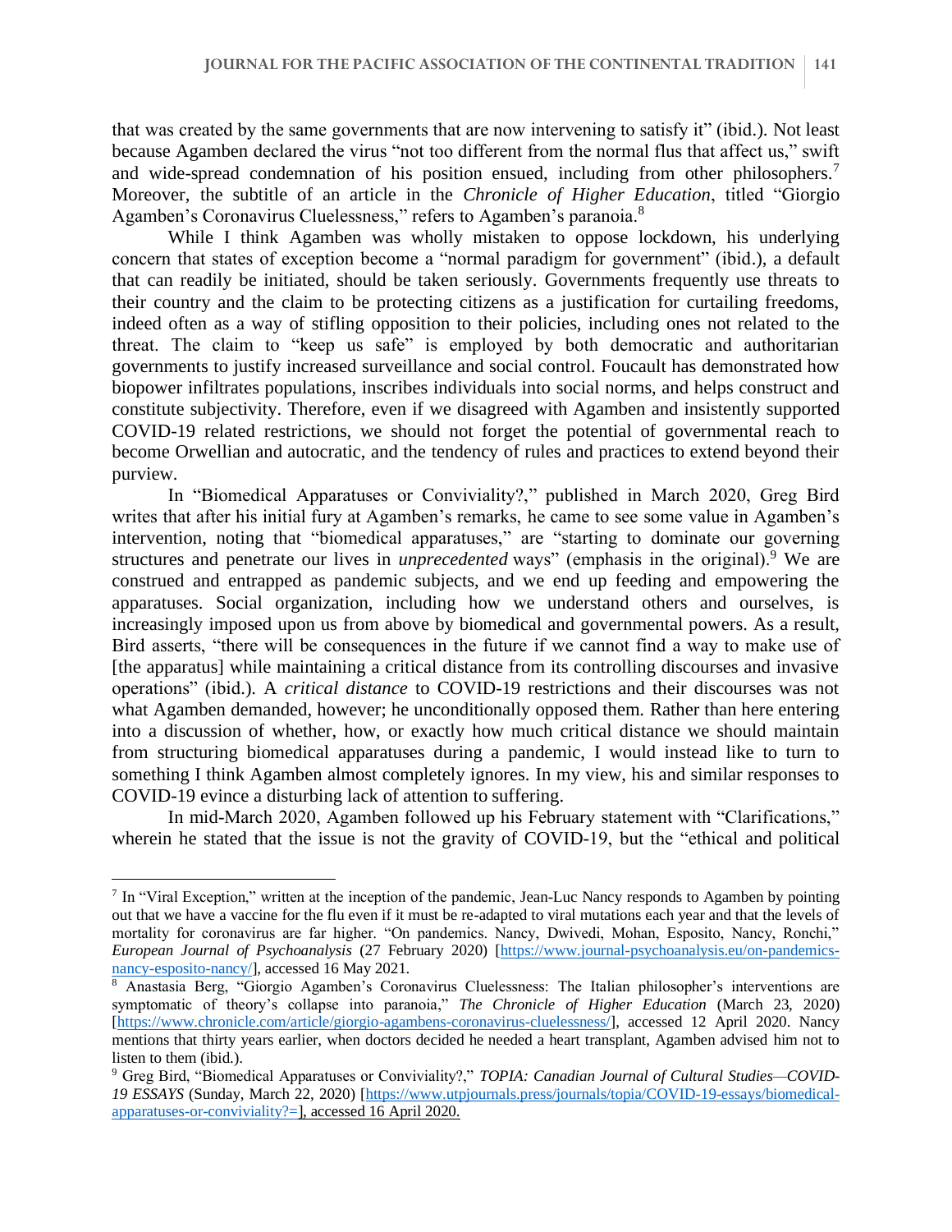that was created by the same governments that are now intervening to satisfy it" (ibid.). Not least because Agamben declared the virus "not too different from the normal flus that affect us," swift and wide-spread condemnation of his position ensued, including from other philosophers.[7] Moreover, the subtitle of an article in the *Chronicle of Higher Education*, titled "Giorgio Agamben's Coronavirus Cluelessness," refers to Agamben's paranoia.[8]

While I think Agamben was wholly mistaken to oppose lockdown, his underlying concern that states of exception become a "normal paradigm for government" (ibid.), a default that can readily be initiated, should be taken seriously. Governments frequently use threats to their country and the claim to be protecting citizens as a justification for curtailing freedoms, indeed often as a way of stifling opposition to their policies, including ones not related to the threat. The claim to "keep us safe" is employed by both democratic and authoritarian governments to justify increased surveillance and social control. Foucault has demonstrated how biopower infiltrates populations, inscribes individuals into social norms, and helps construct and constitute subjectivity. Therefore, even if we disagreed with Agamben and insistently supported COVID-19 related restrictions, we should not forget the potential of governmental reach to become Orwellian and autocratic, and the tendency of rules and practices to extend beyond their purview.

In "Biomedical Apparatuses or Conviviality?," published in March 2020, Greg Bird writes that after his initial fury at Agamben's remarks, he came to see some value in Agamben's intervention, noting that "biomedical apparatuses," are "starting to dominate our governing structures and penetrate our lives in *unprecedented* ways" (emphasis in the original).[9] We are construed and entrapped as pandemic subjects, and we end up feeding and empowering the apparatuses. Social organization, including how we understand others and ourselves, is increasingly imposed upon us from above by biomedical and governmental powers. As a result, Bird asserts, "there will be consequences in the future if we cannot find a way to make use of [the apparatus] while maintaining a critical distance from its controlling discourses and invasive operations" (ibid.). A *critical distance* to COVID-19 restrictions and their discourses was not what Agamben demanded, however; he unconditionally opposed them. Rather than here entering into a discussion of whether, how, or exactly how much critical distance we should maintain from structuring biomedical apparatuses during a pandemic, I would instead like to turn to something I think Agamben almost completely ignores. In my view, his and similar responses to COVID-19 evince a disturbing lack of attention to suffering.

In mid-March 2020, Agamben followed up his February statement with "Clarifications," wherein he stated that the issue is not the gravity of COVID-19, but the "ethical and political

---

[7] In "Viral Exception," written at the inception of the pandemic, Jean-Luc Nancy responds to Agamben by pointing out that we have a vaccine for the flu even if it must be re-adapted to viral mutations each year and that the levels of mortality for coronavirus are far higher. "On pandemics. Nancy, Dwivedi, Mohan, Esposito, Nancy, Ronchi," *European Journal of Psychoanalysis* (27 February 2020) [https://www.journal-psychoanalysis.eu/on-pandemics-nancy-esposito-nancy/], accessed 16 May 2021.

[8] Anastasia Berg, "Giorgio Agamben's Coronavirus Cluelessness: The Italian philosopher's interventions are symptomatic of theory's collapse into paranoia," *The Chronicle of Higher Education* (March 23, 2020) [https://www.chronicle.com/article/giorgio-agambens-coronavirus-cluelessness/], accessed 12 April 2020. Nancy mentions that thirty years earlier, when doctors decided he needed a heart transplant, Agamben advised him not to listen to them (ibid.).

[9] Greg Bird, "Biomedical Apparatuses or Conviviality?," *TOPIA: Canadian Journal of Cultural Studies—COVID-19 ESSAYS* (Sunday, March 22, 2020) [https://www.utpjournals.press/journals/topia/COVID-19-essays/biomedical-apparatuses-or-conviviality?=], accessed 16 April 2020.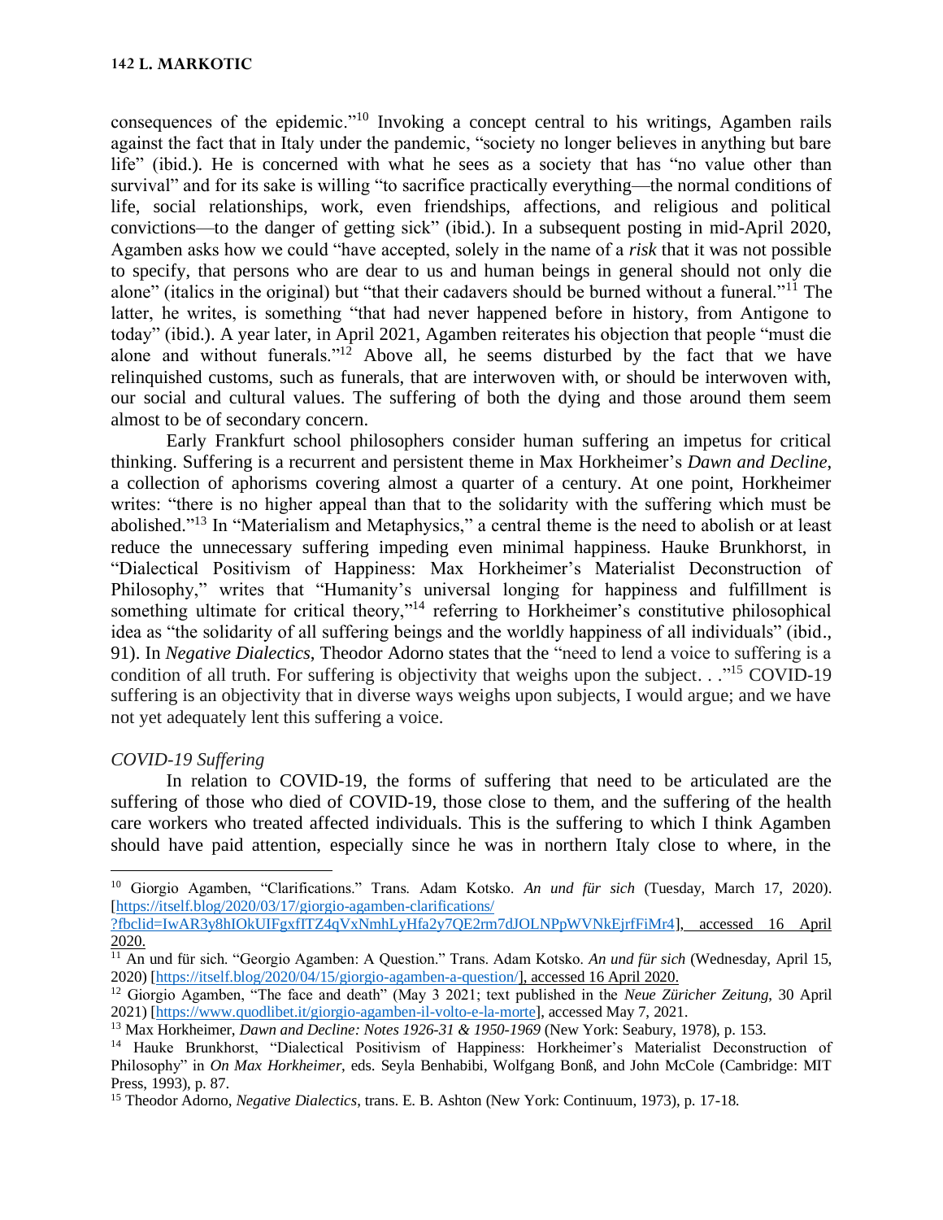consequences of the epidemic."[10] Invoking a concept central to his writings, Agamben rails against the fact that in Italy under the pandemic, "society no longer believes in anything but bare life" (ibid.). He is concerned with what he sees as a society that has "no value other than survival" and for its sake is willing "to sacrifice practically everything—the normal conditions of life, social relationships, work, even friendships, affections, and religious and political convictions—to the danger of getting sick" (ibid.). In a subsequent posting in mid-April 2020, Agamben asks how we could "have accepted, solely in the name of a *risk* that it was not possible to specify, that persons who are dear to us and human beings in general should not only die alone" (italics in the original) but "that their cadavers should be burned without a funeral."[11] The latter, he writes, is something "that had never happened before in history, from Antigone to today" (ibid.). A year later, in April 2021, Agamben reiterates his objection that people "must die alone and without funerals."[12] Above all, he seems disturbed by the fact that we have relinquished customs, such as funerals, that are interwoven with, or should be interwoven with, our social and cultural values. The suffering of both the dying and those around them seem almost to be of secondary concern.

Early Frankfurt school philosophers consider human suffering an impetus for critical thinking. Suffering is a recurrent and persistent theme in Max Horkheimer's *Dawn and Decline*, a collection of aphorisms covering almost a quarter of a century. At one point, Horkheimer writes: "there is no higher appeal than that to the solidarity with the suffering which must be abolished."[13] In "Materialism and Metaphysics," a central theme is the need to abolish or at least reduce the unnecessary suffering impeding even minimal happiness. Hauke Brunkhorst, in "Dialectical Positivism of Happiness: Max Horkheimer's Materialist Deconstruction of Philosophy," writes that "Humanity's universal longing for happiness and fulfillment is something ultimate for critical theory,"[14] referring to Horkheimer's constitutive philosophical idea as "the solidarity of all suffering beings and the worldly happiness of all individuals" (ibid., 91). In *Negative Dialectics*, Theodor Adorno states that the "need to lend a voice to suffering is a condition of all truth. For suffering is objectivity that weighs upon the subject. . ."[15] COVID-19 suffering is an objectivity that in diverse ways weighs upon subjects, I would argue; and we have not yet adequately lent this suffering a voice.

*COVID-19 Suffering*

In relation to COVID-19, the forms of suffering that need to be articulated are the suffering of those who died of COVID-19, those close to them, and the suffering of the health care workers who treated affected individuals. This is the suffering to which I think Agamben should have paid attention, especially since he was in northern Italy close to where, in the

---

[10] Giorgio Agamben, "Clarifications." Trans. Adam Kotsko. *An und für sich* (Tuesday, March 17, 2020). [https://itself.blog/2020/03/17/giorgio-agamben-clarifications/?fbclid=IwAR3y8hIOkUIFgxfITZ4qVxNmhLyHfa2y7QE2rm7dJOLNPpWVNkEjrfFiMr4], accessed 16 April 2020.

[11] An und für sich. "Georgio Agamben: A Question." Trans. Adam Kotsko. *An und für sich* (Wednesday, April 15, 2020) [https://itself.blog/2020/04/15/giorgio-agamben-a-question/], accessed 16 April 2020.

[12] Giorgio Agamben, "The face and death" (May 3 2021; text published in the *Neue Züricher Zeitung*, 30 April 2021) [https://www.quodlibet.it/giorgio-agamben-il-volto-e-la-morte], accessed May 7, 2021.

[13] Max Horkheimer, *Dawn and Decline: Notes 1926-31 & 1950-1969* (New York: Seabury, 1978), p. 153.

[14] Hauke Brunkhorst, "Dialectical Positivism of Happiness: Horkheimer's Materialist Deconstruction of Philosophy" in *On Max Horkheimer*, eds. Seyla Benhabibi, Wolfgang Bonß, and John McCole (Cambridge: MIT Press, 1993), p. 87.

[15] Theodor Adorno, *Negative Dialectics*, trans. E. B. Ashton (New York: Continuum, 1973), p. 17-18.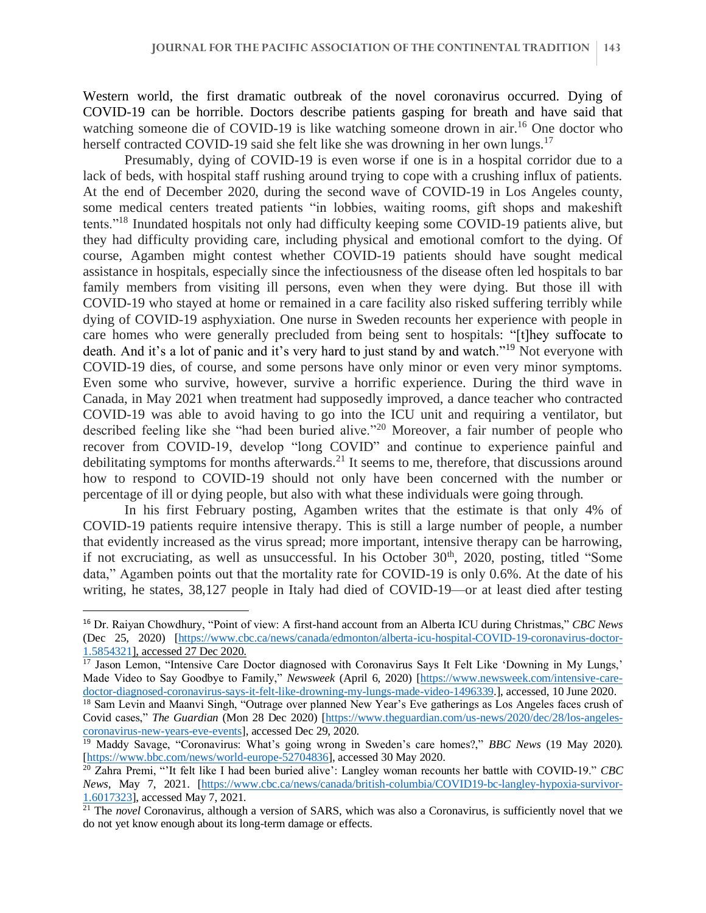Western world, the first dramatic outbreak of the novel coronavirus occurred. Dying of COVID-19 can be horrible. Doctors describe patients gasping for breath and have said that watching someone die of COVID-19 is like watching someone drown in air.[16] One doctor who herself contracted COVID-19 said she felt like she was drowning in her own lungs.[17]

Presumably, dying of COVID-19 is even worse if one is in a hospital corridor due to a lack of beds, with hospital staff rushing around trying to cope with a crushing influx of patients. At the end of December 2020, during the second wave of COVID-19 in Los Angeles county, some medical centers treated patients "in lobbies, waiting rooms, gift shops and makeshift tents."[18] Inundated hospitals not only had difficulty keeping some COVID-19 patients alive, but they had difficulty providing care, including physical and emotional comfort to the dying. Of course, Agamben might contest whether COVID-19 patients should have sought medical assistance in hospitals, especially since the infectiousness of the disease often led hospitals to bar family members from visiting ill persons, even when they were dying. But those ill with COVID-19 who stayed at home or remained in a care facility also risked suffering terribly while dying of COVID-19 asphyxiation. One nurse in Sweden recounts her experience with people in care homes who were generally precluded from being sent to hospitals: "[t]hey suffocate to death. And it's a lot of panic and it's very hard to just stand by and watch."[19] Not everyone with COVID-19 dies, of course, and some persons have only minor or even very minor symptoms. Even some who survive, however, survive a horrific experience. During the third wave in Canada, in May 2021 when treatment had supposedly improved, a dance teacher who contracted COVID-19 was able to avoid having to go into the ICU unit and requiring a ventilator, but described feeling like she "had been buried alive."[20] Moreover, a fair number of people who recover from COVID-19, develop "long COVID" and continue to experience painful and debilitating symptoms for months afterwards.[21] It seems to me, therefore, that discussions around how to respond to COVID-19 should not only have been concerned with the number or percentage of ill or dying people, but also with what these individuals were going through.

In his first February posting, Agamben writes that the estimate is that only 4% of COVID-19 patients require intensive therapy. This is still a large number of people, a number that evidently increased as the virus spread; more important, intensive therapy can be harrowing, if not excruciating, as well as unsuccessful. In his October 30th, 2020, posting, titled "Some data," Agamben points out that the mortality rate for COVID-19 is only 0.6%. At the date of his writing, he states, 38,127 people in Italy had died of COVID-19—or at least died after testing

---

[16] Dr. Raiyan Chowdhury, "Point of view: A first-hand account from an Alberta ICU during Christmas," *CBC News* (Dec 25, 2020) [https://www.cbc.ca/news/canada/edmonton/alberta-icu-hospital-COVID-19-coronavirus-doctor-1.5854321], accessed 27 Dec 2020.

[17] Jason Lemon, "Intensive Care Doctor diagnosed with Coronavirus Says It Felt Like 'Downing in My Lungs,' Made Video to Say Goodbye to Family," *Newsweek* (April 6, 2020) [https://www.newsweek.com/intensive-care-doctor-diagnosed-coronavirus-says-it-felt-like-drowning-my-lungs-made-video-1496339.], accessed, 10 June 2020.

[18] Sam Levin and Maanvi Singh, "Outrage over planned New Year's Eve gatherings as Los Angeles faces crush of Covid cases," *The Guardian* (Mon 28 Dec 2020) [https://www.theguardian.com/us-news/2020/dec/28/los-angeles-coronavirus-new-years-eve-events], accessed Dec 29, 2020.

[19] Maddy Savage, "Coronavirus: What's going wrong in Sweden's care homes?," *BBC News* (19 May 2020). [https://www.bbc.com/news/world-europe-52704836], accessed 30 May 2020.

[20] Zahra Premi, "'It felt like I had been buried alive': Langley woman recounts her battle with COVID-19." *CBC News*, May 7, 2021. [https://www.cbc.ca/news/canada/british-columbia/COVID19-bc-langley-hypoxia-survivor-1.6017323], accessed May 7, 2021.

[21] The *novel* Coronavirus, although a version of SARS, which was also a Coronavirus, is sufficiently novel that we do not yet know enough about its long-term damage or effects.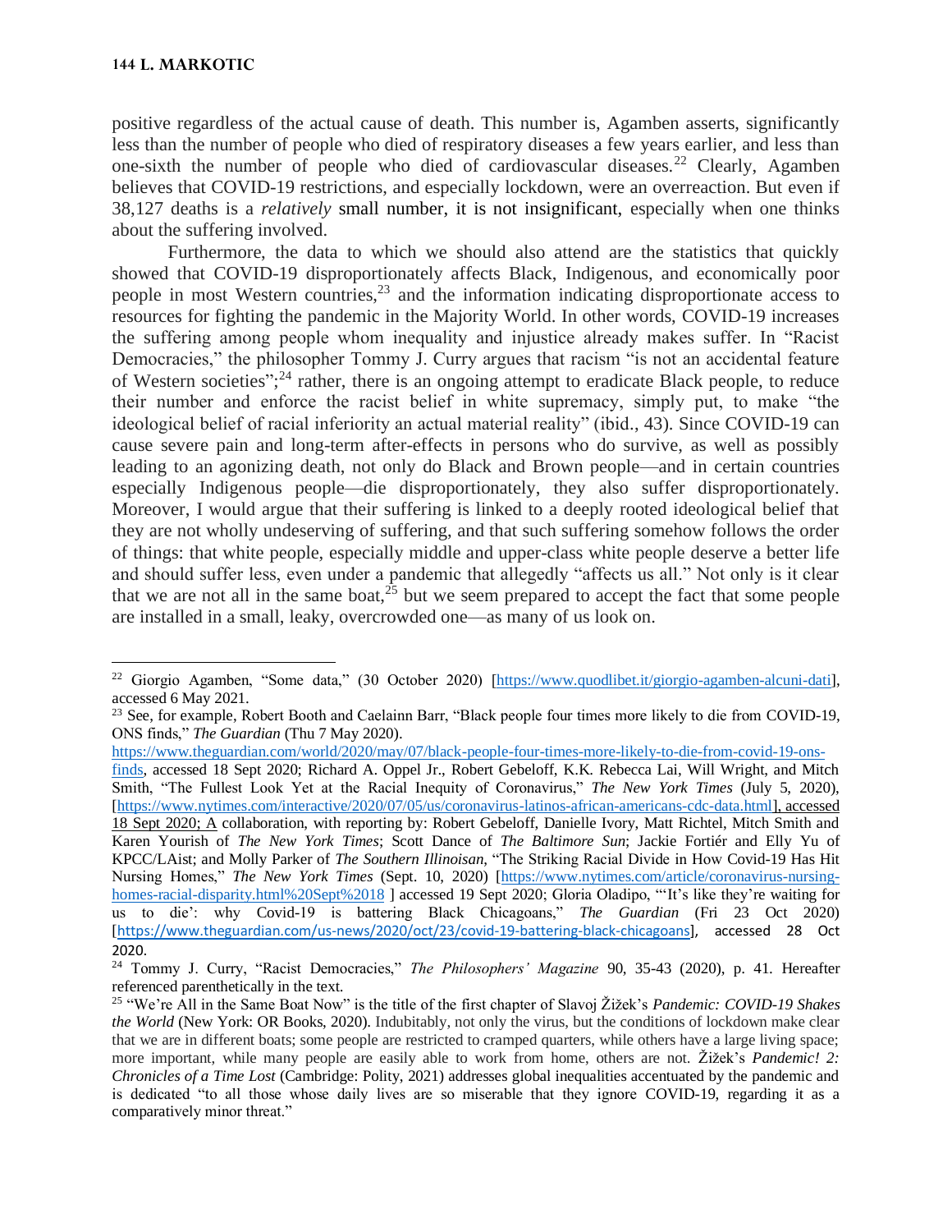positive regardless of the actual cause of death. This number is, Agamben asserts, significantly less than the number of people who died of respiratory diseases a few years earlier, and less than one-sixth the number of people who died of cardiovascular diseases.[22] Clearly, Agamben believes that COVID-19 restrictions, and especially lockdown, were an overreaction. But even if 38,127 deaths is a *relatively* small number, it is not insignificant, especially when one thinks about the suffering involved.

Furthermore, the data to which we should also attend are the statistics that quickly showed that COVID-19 disproportionately affects Black, Indigenous, and economically poor people in most Western countries,[23] and the information indicating disproportionate access to resources for fighting the pandemic in the Majority World. In other words, COVID-19 increases the suffering among people whom inequality and injustice already makes suffer. In "Racist Democracies," the philosopher Tommy J. Curry argues that racism "is not an accidental feature of Western societies";[24] rather, there is an ongoing attempt to eradicate Black people, to reduce their number and enforce the racist belief in white supremacy, simply put, to make "the ideological belief of racial inferiority an actual material reality" (ibid., 43). Since COVID-19 can cause severe pain and long-term after-effects in persons who do survive, as well as possibly leading to an agonizing death, not only do Black and Brown people—and in certain countries especially Indigenous people—die disproportionately, they also suffer disproportionately. Moreover, I would argue that their suffering is linked to a deeply rooted ideological belief that they are not wholly undeserving of suffering, and that such suffering somehow follows the order of things: that white people, especially middle and upper-class white people deserve a better life and should suffer less, even under a pandemic that allegedly "affects us all." Not only is it clear that we are not all in the same boat,[25] but we seem prepared to accept the fact that some people are installed in a small, leaky, overcrowded one—as many of us look on.

---

[22] Giorgio Agamben, "Some data," (30 October 2020) [https://www.quodlibet.it/giorgio-agamben-alcuni-dati], accessed 6 May 2021.

[23] See, for example, Robert Booth and Caelainn Barr, "Black people four times more likely to die from COVID-19, ONS finds," *The Guardian* (Thu 7 May 2020). https://www.theguardian.com/world/2020/may/07/black-people-four-times-more-likely-to-die-from-covid-19-ons-finds, accessed 18 Sept 2020; Richard A. Oppel Jr., Robert Gebeloff, K.K. Rebecca Lai, Will Wright, and Mitch Smith, "The Fullest Look Yet at the Racial Inequity of Coronavirus," *The New York Times* (July 5, 2020), [https://www.nytimes.com/interactive/2020/07/05/us/coronavirus-latinos-african-americans-cdc-data.html], accessed 18 Sept 2020; A collaboration, with reporting by: Robert Gebeloff, Danielle Ivory, Matt Richtel, Mitch Smith and Karen Yourish of *The New York Times*; Scott Dance of *The Baltimore Sun*; Jackie Fortiér and Elly Yu of KPCC/LAist; and Molly Parker of *The Southern Illinoisan*, "The Striking Racial Divide in How Covid-19 Has Hit Nursing Homes," *The New York Times* (Sept. 10, 2020) [https://www.nytimes.com/article/coronavirus-nursing-homes-racial-disparity.html%20Sept%2018 ] accessed 19 Sept 2020; Gloria Oladipo, "'It's like they're waiting for us to die': why Covid-19 is battering Black Chicagoans," *The Guardian* (Fri 23 Oct 2020) [https://www.theguardian.com/us-news/2020/oct/23/covid-19-battering-black-chicagoans], accessed 28 Oct 2020.

[24] Tommy J. Curry, "Racist Democracies," *The Philosophers' Magazine* 90, 35-43 (2020), p. 41. Hereafter referenced parenthetically in the text.

[25] "We're All in the Same Boat Now" is the title of the first chapter of Slavoj Žižek's *Pandemic: COVID-19 Shakes the World* (New York: OR Books, 2020). Indubitably, not only the virus, but the conditions of lockdown make clear that we are in different boats; some people are restricted to cramped quarters, while others have a large living space; more important, while many people are easily able to work from home, others are not. Žižek's *Pandemic! 2: Chronicles of a Time Lost* (Cambridge: Polity, 2021) addresses global inequalities accentuated by the pandemic and is dedicated "to all those whose daily lives are so miserable that they ignore COVID-19, regarding it as a comparatively minor threat."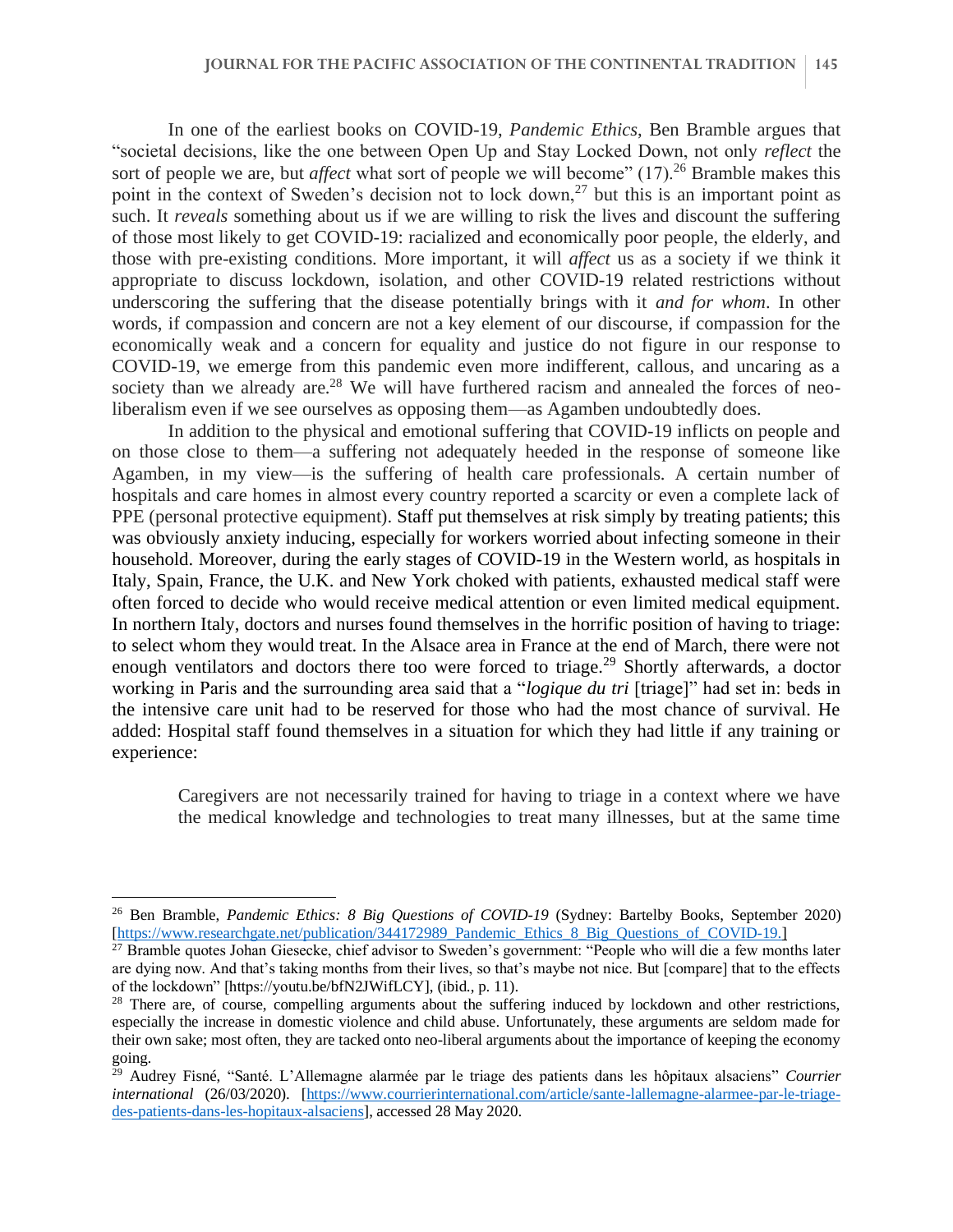In one of the earliest books on COVID-19, *Pandemic Ethics*, Ben Bramble argues that "societal decisions, like the one between Open Up and Stay Locked Down, not only *reflect* the sort of people we are, but *affect* what sort of people we will become" (17).[26] Bramble makes this point in the context of Sweden's decision not to lock down,[27] but this is an important point as such. It *reveals* something about us if we are willing to risk the lives and discount the suffering of those most likely to get COVID-19: racialized and economically poor people, the elderly, and those with pre-existing conditions. More important, it will *affect* us as a society if we think it appropriate to discuss lockdown, isolation, and other COVID-19 related restrictions without underscoring the suffering that the disease potentially brings with it *and for whom*. In other words, if compassion and concern are not a key element of our discourse, if compassion for the economically weak and a concern for equality and justice do not figure in our response to COVID-19, we emerge from this pandemic even more indifferent, callous, and uncaring as a society than we already are.[28] We will have furthered racism and annealed the forces of neo-liberalism even if we see ourselves as opposing them—as Agamben undoubtedly does.

In addition to the physical and emotional suffering that COVID-19 inflicts on people and on those close to them—a suffering not adequately heeded in the response of someone like Agamben, in my view—is the suffering of health care professionals. A certain number of hospitals and care homes in almost every country reported a scarcity or even a complete lack of PPE (personal protective equipment). Staff put themselves at risk simply by treating patients; this was obviously anxiety inducing, especially for workers worried about infecting someone in their household. Moreover, during the early stages of COVID-19 in the Western world, as hospitals in Italy, Spain, France, the U.K. and New York choked with patients, exhausted medical staff were often forced to decide who would receive medical attention or even limited medical equipment. In northern Italy, doctors and nurses found themselves in the horrific position of having to triage: to select whom they would treat. In the Alsace area in France at the end of March, there were not enough ventilators and doctors there too were forced to triage.[29] Shortly afterwards, a doctor working in Paris and the surrounding area said that a "*logique du tri* [triage]" had set in: beds in the intensive care unit had to be reserved for those who had the most chance of survival. He added: Hospital staff found themselves in a situation for which they had little if any training or experience:

> Caregivers are not necessarily trained for having to triage in a context where we have the medical knowledge and technologies to treat many illnesses, but at the same time

---

[26] Ben Bramble, *Pandemic Ethics: 8 Big Questions of COVID-19* (Sydney: Bartelby Books, September 2020) [https://www.researchgate.net/publication/344172989_Pandemic_Ethics_8_Big_Questions_of_COVID-19.]

[27] Bramble quotes Johan Giesecke, chief advisor to Sweden's government: "People who will die a few months later are dying now. And that's taking months from their lives, so that's maybe not nice. But [compare] that to the effects of the lockdown" [https://youtu.be/bfN2JWifLCY], (ibid., p. 11).

[28] There are, of course, compelling arguments about the suffering induced by lockdown and other restrictions, especially the increase in domestic violence and child abuse. Unfortunately, these arguments are seldom made for their own sake; most often, they are tacked onto neo-liberal arguments about the importance of keeping the economy going.

[29] Audrey Fisné, "Santé. L'Allemagne alarmée par le triage des patients dans les hôpitaux alsaciens" *Courrier international* (26/03/2020). [https://www.courrierinternational.com/article/sante-lallemagne-alarmee-par-le-triage-des-patients-dans-les-hopitaux-alsaciens], accessed 28 May 2020.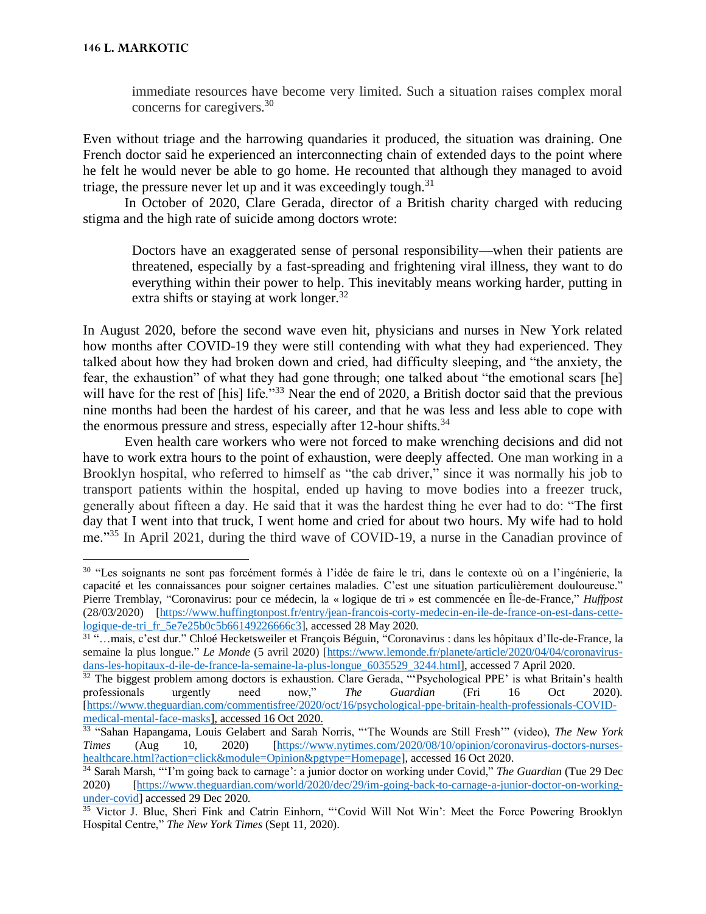> immediate resources have become very limited. Such a situation raises complex moral concerns for caregivers.[30]

Even without triage and the harrowing quandaries it produced, the situation was draining. One French doctor said he experienced an interconnecting chain of extended days to the point where he felt he would never be able to go home. He recounted that although they managed to avoid triage, the pressure never let up and it was exceedingly tough.[31]

In October of 2020, Clare Gerada, director of a British charity charged with reducing stigma and the high rate of suicide among doctors wrote:

> Doctors have an exaggerated sense of personal responsibility—when their patients are threatened, especially by a fast-spreading and frightening viral illness, they want to do everything within their power to help. This inevitably means working harder, putting in extra shifts or staying at work longer.[32]

In August 2020, before the second wave even hit, physicians and nurses in New York related how months after COVID-19 they were still contending with what they had experienced. They talked about how they had broken down and cried, had difficulty sleeping, and "the anxiety, the fear, the exhaustion" of what they had gone through; one talked about "the emotional scars [he] will have for the rest of [his] life."[33] Near the end of 2020, a British doctor said that the previous nine months had been the hardest of his career, and that he was less and less able to cope with the enormous pressure and stress, especially after 12-hour shifts.[34]

Even health care workers who were not forced to make wrenching decisions and did not have to work extra hours to the point of exhaustion, were deeply affected. One man working in a Brooklyn hospital, who referred to himself as "the cab driver," since it was normally his job to transport patients within the hospital, ended up having to move bodies into a freezer truck, generally about fifteen a day. He said that it was the hardest thing he ever had to do: "The first day that I went into that truck, I went home and cried for about two hours. My wife had to hold me."[35] In April 2021, during the third wave of COVID-19, a nurse in the Canadian province of

---

[30] "Les soignants ne sont pas forcément formés à l'idée de faire le tri, dans le contexte où on a l'ingénierie, la capacité et les connaissances pour soigner certaines maladies. C'est une situation particulièrement douloureuse." Pierre Tremblay, "Coronavirus: pour ce médecin, la « logique de tri » est commencée en Île-de-France," *Huffpost* (28/03/2020) [https://www.huffingtonpost.fr/entry/jean-francois-corty-medecin-en-ile-de-france-on-est-dans-cette-logique-de-tri_fr_5e7e25b0c5b66149226666c3], accessed 28 May 2020.

[31] "…mais, c'est dur." Chloé Hecketsweiler et François Béguin, "Coronavirus : dans les hôpitaux d'Ile-de-France, la semaine la plus longue." *Le Monde* (5 avril 2020) [https://www.lemonde.fr/planete/article/2020/04/04/coronavirus-dans-les-hopitaux-d-ile-de-france-la-semaine-la-plus-longue_6035529_3244.html], accessed 7 April 2020.

[32] The biggest problem among doctors is exhaustion. Clare Gerada, "'Psychological PPE' is what Britain's health professionals urgently need now," *The Guardian* (Fri 16 Oct 2020). [https://www.theguardian.com/commentisfree/2020/oct/16/psychological-ppe-britain-health-professionals-COVID-medical-mental-face-masks], accessed 16 Oct 2020.

[33] "Sahan Hapangama, Louis Gelabert and Sarah Norris, "'The Wounds are Still Fresh'" (video), *The New York Times* (Aug 10, 2020) [https://www.nytimes.com/2020/08/10/opinion/coronavirus-doctors-nurses-healthcare.html?action=click&module=Opinion&pgtype=Homepage], accessed 16 Oct 2020.

[34] Sarah Marsh, "'I'm going back to carnage': a junior doctor on working under Covid," *The Guardian* (Tue 29 Dec 2020) [https://www.theguardian.com/world/2020/dec/29/im-going-back-to-carnage-a-junior-doctor-on-working-under-covid] accessed 29 Dec 2020.

[35] Victor J. Blue, Sheri Fink and Catrin Einhorn, "'Covid Will Not Win': Meet the Force Powering Brooklyn Hospital Centre," *The New York Times* (Sept 11, 2020).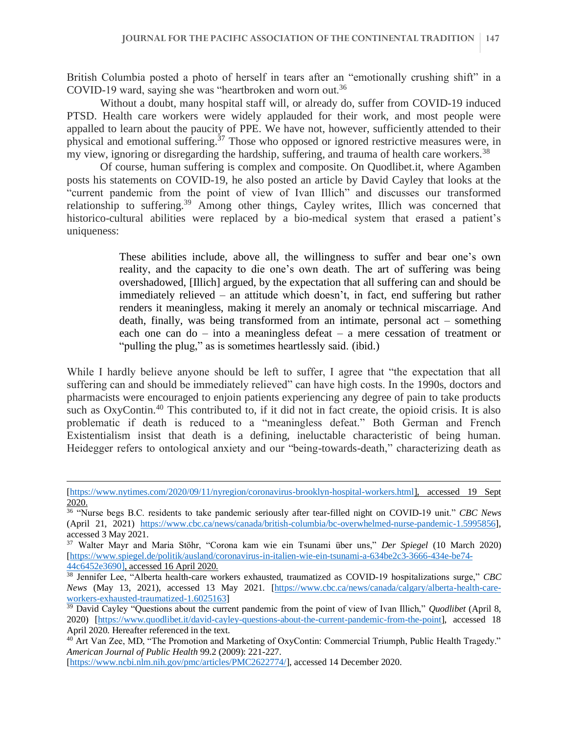British Columbia posted a photo of herself in tears after an "emotionally crushing shift" in a COVID-19 ward, saying she was "heartbroken and worn out.[36]

Without a doubt, many hospital staff will, or already do, suffer from COVID-19 induced PTSD. Health care workers were widely applauded for their work, and most people were appalled to learn about the paucity of PPE. We have not, however, sufficiently attended to their physical and emotional suffering.[37] Those who opposed or ignored restrictive measures were, in my view, ignoring or disregarding the hardship, suffering, and trauma of health care workers.[38]

Of course, human suffering is complex and composite. On Quodlibet.it, where Agamben posts his statements on COVID-19, he also posted an article by David Cayley that looks at the "current pandemic from the point of view of Ivan Illich" and discusses our transformed relationship to suffering.[39] Among other things, Cayley writes, Illich was concerned that historico-cultural abilities were replaced by a bio-medical system that erased a patient's uniqueness:

> These abilities include, above all, the willingness to suffer and bear one's own reality, and the capacity to die one's own death. The art of suffering was being overshadowed, [Illich] argued, by the expectation that all suffering can and should be immediately relieved – an attitude which doesn't, in fact, end suffering but rather renders it meaningless, making it merely an anomaly or technical miscarriage. And death, finally, was being transformed from an intimate, personal act – something each one can do – into a meaningless defeat – a mere cessation of treatment or "pulling the plug," as is sometimes heartlessly said. (ibid.)

While I hardly believe anyone should be left to suffer, I agree that "the expectation that all suffering can and should be immediately relieved" can have high costs. In the 1990s, doctors and pharmacists were encouraged to enjoin patients experiencing any degree of pain to take products such as OxyContin.[40] This contributed to, if it did not in fact create, the opioid crisis. It is also problematic if death is reduced to a "meaningless defeat." Both German and French Existentialism insist that death is a defining, ineluctable characteristic of being human. Heidegger refers to ontological anxiety and our "being-towards-death," characterizing death as

---

[https://www.nytimes.com/2020/09/11/nyregion/coronavirus-brooklyn-hospital-workers.html], accessed 19 Sept 2020.

[36] "Nurse begs B.C. residents to take pandemic seriously after tear-filled night on COVID-19 unit." *CBC News* (April 21, 2021) https://www.cbc.ca/news/canada/british-columbia/bc-overwhelmed-nurse-pandemic-1.5995856], accessed 3 May 2021.

[37] Walter Mayr and Maria Stöhr, "Corona kam wie ein Tsunami über uns," *Der Spiegel* (10 March 2020) [https://www.spiegel.de/politik/ausland/coronavirus-in-italien-wie-ein-tsunami-a-634be2c3-3666-434e-be74-44c6452e3690], accessed 16 April 2020.

[38] Jennifer Lee, "Alberta health-care workers exhausted, traumatized as COVID-19 hospitalizations surge," *CBC News* (May 13, 2021), accessed 13 May 2021. [https://www.cbc.ca/news/canada/calgary/alberta-health-care-workers-exhausted-traumatized-1.6025163]

[39] David Cayley "Questions about the current pandemic from the point of view of Ivan Illich," *Quodlibet* (April 8, 2020) [https://www.quodlibet.it/david-cayley-questions-about-the-current-pandemic-from-the-point], accessed 18 April 2020. Hereafter referenced in the text.

[40] Art Van Zee, MD, "The Promotion and Marketing of OxyContin: Commercial Triumph, Public Health Tragedy." *American Journal of Public Health* 99.2 (2009): 221-227. [https://www.ncbi.nlm.nih.gov/pmc/articles/PMC2622774/], accessed 14 December 2020.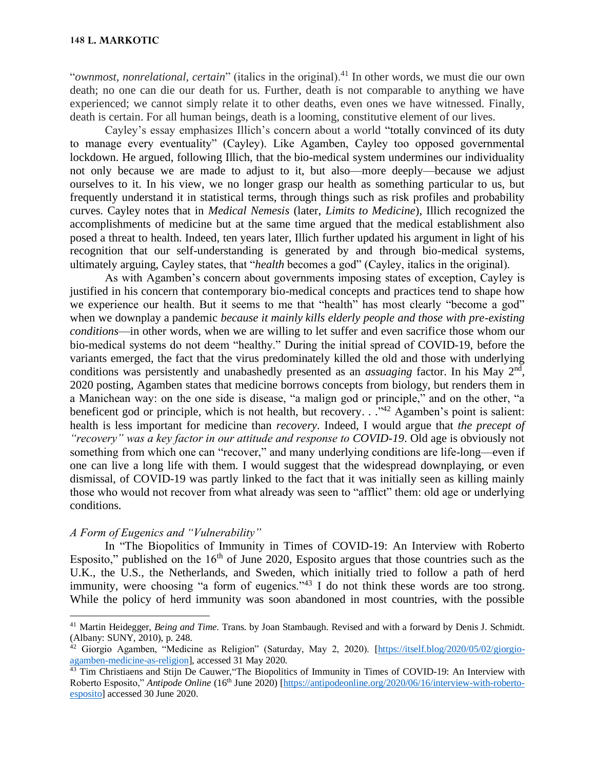"*ownmost, nonrelational, certain*" (italics in the original).[41] In other words, we must die our own death; no one can die our death for us. Further, death is not comparable to anything we have experienced; we cannot simply relate it to other deaths, even ones we have witnessed. Finally, death is certain. For all human beings, death is a looming, constitutive element of our lives.

Cayley's essay emphasizes Illich's concern about a world "totally convinced of its duty to manage every eventuality" (Cayley). Like Agamben, Cayley too opposed governmental lockdown. He argued, following Illich, that the bio-medical system undermines our individuality not only because we are made to adjust to it, but also—more deeply—because we adjust ourselves to it. In his view, we no longer grasp our health as something particular to us, but frequently understand it in statistical terms, through things such as risk profiles and probability curves. Cayley notes that in *Medical Nemesis* (later, *Limits to Medicine*), Illich recognized the accomplishments of medicine but at the same time argued that the medical establishment also posed a threat to health. Indeed, ten years later, Illich further updated his argument in light of his recognition that our self-understanding is generated by and through bio-medical systems, ultimately arguing, Cayley states, that "*health* becomes a god" (Cayley, italics in the original).

As with Agamben's concern about governments imposing states of exception, Cayley is justified in his concern that contemporary bio-medical concepts and practices tend to shape how we experience our health. But it seems to me that "health" has most clearly "become a god" when we downplay a pandemic *because it mainly kills elderly people and those with pre-existing conditions*—in other words, when we are willing to let suffer and even sacrifice those whom our bio-medical systems do not deem "healthy." During the initial spread of COVID-19, before the variants emerged, the fact that the virus predominately killed the old and those with underlying conditions was persistently and unabashedly presented as an *assuaging* factor. In his May 2nd, 2020 posting, Agamben states that medicine borrows concepts from biology, but renders them in a Manichean way: on the one side is disease, "a malign god or principle," and on the other, "a beneficent god or principle, which is not health, but recovery. . ."[42] Agamben's point is salient: health is less important for medicine than *recovery*. Indeed, I would argue that *the precept of "recovery" was a key factor in our attitude and response to COVID-19*. Old age is obviously not something from which one can "recover," and many underlying conditions are life-long—even if one can live a long life with them. I would suggest that the widespread downplaying, or even dismissal, of COVID-19 was partly linked to the fact that it was initially seen as killing mainly those who would not recover from what already was seen to "afflict" them: old age or underlying conditions.

### *A Form of Eugenics and "Vulnerability"*

In "The Biopolitics of Immunity in Times of COVID-19: An Interview with Roberto Esposito," published on the 16th of June 2020, Esposito argues that those countries such as the U.K., the U.S., the Netherlands, and Sweden, which initially tried to follow a path of herd immunity, were choosing "a form of eugenics."[43] I do not think these words are too strong. While the policy of herd immunity was soon abandoned in most countries, with the possible

---

[41] Martin Heidegger, *Being and Time*. Trans. by Joan Stambaugh. Revised and with a forward by Denis J. Schmidt. (Albany: SUNY, 2010), p. 248.

[42] Giorgio Agamben, "Medicine as Religion" (Saturday, May 2, 2020). [https://itself.blog/2020/05/02/giorgio-agamben-medicine-as-religion], accessed 31 May 2020.

[43] Tim Christiaens and Stijn De Cauwer,"The Biopolitics of Immunity in Times of COVID-19: An Interview with Roberto Esposito," *Antipode Online* (16th June 2020) [https://antipodeonline.org/2020/06/16/interview-with-roberto-esposito] accessed 30 June 2020.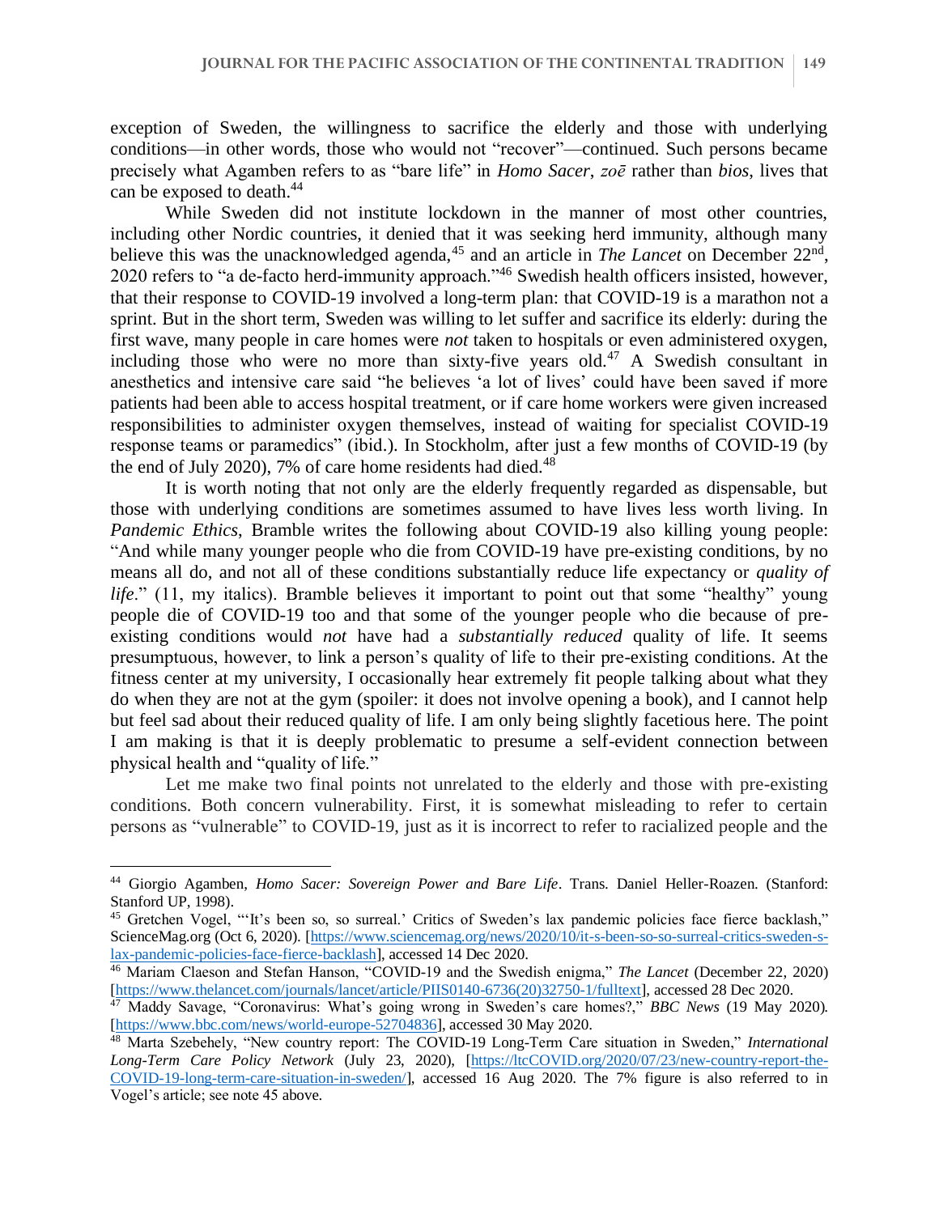exception of Sweden, the willingness to sacrifice the elderly and those with underlying conditions—in other words, those who would not "recover"—continued. Such persons became precisely what Agamben refers to as "bare life" in *Homo Sacer*, *zoē* rather than *bios*, lives that can be exposed to death.[44]

While Sweden did not institute lockdown in the manner of most other countries, including other Nordic countries, it denied that it was seeking herd immunity, although many believe this was the unacknowledged agenda,[45] and an article in *The Lancet* on December 22nd, 2020 refers to "a de-facto herd-immunity approach."[46] Swedish health officers insisted, however, that their response to COVID-19 involved a long-term plan: that COVID-19 is a marathon not a sprint. But in the short term, Sweden was willing to let suffer and sacrifice its elderly: during the first wave, many people in care homes were *not* taken to hospitals or even administered oxygen, including those who were no more than sixty-five years old.[47] A Swedish consultant in anesthetics and intensive care said "he believes 'a lot of lives' could have been saved if more patients had been able to access hospital treatment, or if care home workers were given increased responsibilities to administer oxygen themselves, instead of waiting for specialist COVID-19 response teams or paramedics" (ibid.). In Stockholm, after just a few months of COVID-19 (by the end of July 2020), 7% of care home residents had died.[48]

It is worth noting that not only are the elderly frequently regarded as dispensable, but those with underlying conditions are sometimes assumed to have lives less worth living. In *Pandemic Ethics*, Bramble writes the following about COVID-19 also killing young people: "And while many younger people who die from COVID-19 have pre-existing conditions, by no means all do, and not all of these conditions substantially reduce life expectancy or *quality of life*." (11, my italics). Bramble believes it important to point out that some "healthy" young people die of COVID-19 too and that some of the younger people who die because of pre-existing conditions would *not* have had a *substantially reduced* quality of life. It seems presumptuous, however, to link a person's quality of life to their pre-existing conditions. At the fitness center at my university, I occasionally hear extremely fit people talking about what they do when they are not at the gym (spoiler: it does not involve opening a book), and I cannot help but feel sad about their reduced quality of life. I am only being slightly facetious here. The point I am making is that it is deeply problematic to presume a self-evident connection between physical health and "quality of life."

Let me make two final points not unrelated to the elderly and those with pre-existing conditions. Both concern vulnerability. First, it is somewhat misleading to refer to certain persons as "vulnerable" to COVID-19, just as it is incorrect to refer to racialized people and the

---

[44] Giorgio Agamben, *Homo Sacer: Sovereign Power and Bare Life*. Trans. Daniel Heller-Roazen. (Stanford: Stanford UP, 1998).

[45] Gretchen Vogel, "'It's been so, so surreal.' Critics of Sweden's lax pandemic policies face fierce backlash," ScienceMag.org (Oct 6, 2020). [https://www.sciencemag.org/news/2020/10/it-s-been-so-so-surreal-critics-sweden-s-lax-pandemic-policies-face-fierce-backlash], accessed 14 Dec 2020.

[46] Mariam Claeson and Stefan Hanson, "COVID-19 and the Swedish enigma," *The Lancet* (December 22, 2020) [https://www.thelancet.com/journals/lancet/article/PIIS0140-6736(20)32750-1/fulltext], accessed 28 Dec 2020.

[47] Maddy Savage, "Coronavirus: What's going wrong in Sweden's care homes?," *BBC News* (19 May 2020). [https://www.bbc.com/news/world-europe-52704836], accessed 30 May 2020.

[48] Marta Szebehely, "New country report: The COVID-19 Long-Term Care situation in Sweden," *International Long-Term Care Policy Network* (July 23, 2020), [https://ltcCOVID.org/2020/07/23/new-country-report-the-COVID-19-long-term-care-situation-in-sweden/], accessed 16 Aug 2020. The 7% figure is also referred to in Vogel's article; see note 45 above.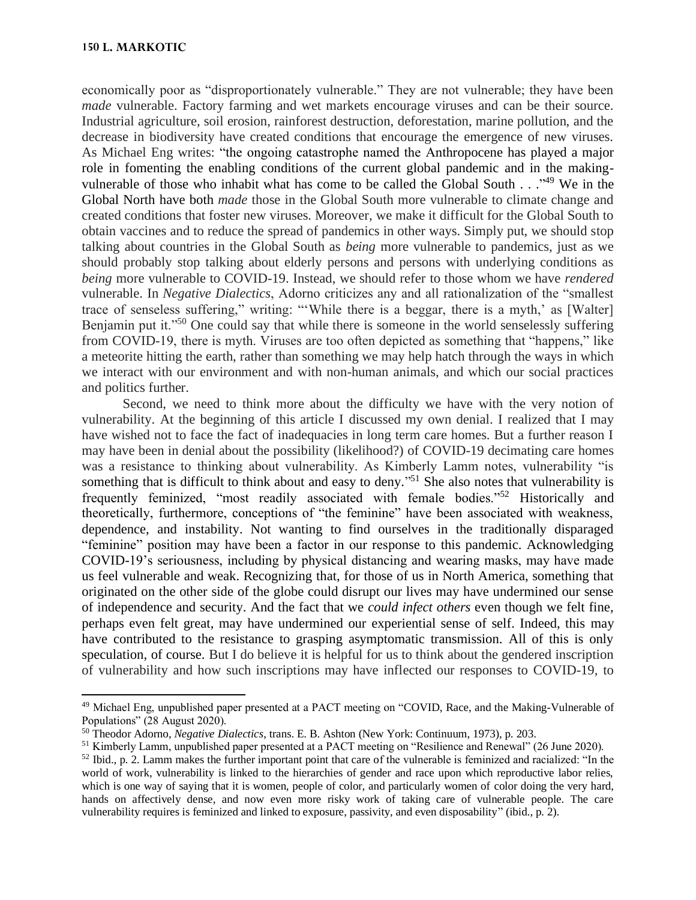economically poor as "disproportionately vulnerable." They are not vulnerable; they have been *made* vulnerable. Factory farming and wet markets encourage viruses and can be their source. Industrial agriculture, soil erosion, rainforest destruction, deforestation, marine pollution, and the decrease in biodiversity have created conditions that encourage the emergence of new viruses. As Michael Eng writes: "the ongoing catastrophe named the Anthropocene has played a major role in fomenting the enabling conditions of the current global pandemic and in the making-vulnerable of those who inhabit what has come to be called the Global South . . ."[49] We in the Global North have both *made* those in the Global South more vulnerable to climate change and created conditions that foster new viruses. Moreover, we make it difficult for the Global South to obtain vaccines and to reduce the spread of pandemics in other ways. Simply put, we should stop talking about countries in the Global South as *being* more vulnerable to pandemics, just as we should probably stop talking about elderly persons and persons with underlying conditions as *being* more vulnerable to COVID-19. Instead, we should refer to those whom we have *rendered* vulnerable. In *Negative Dialectics*, Adorno criticizes any and all rationalization of the "smallest trace of senseless suffering," writing: "'While there is a beggar, there is a myth,' as [Walter] Benjamin put it."[50] One could say that while there is someone in the world senselessly suffering from COVID-19, there is myth. Viruses are too often depicted as something that "happens," like a meteorite hitting the earth, rather than something we may help hatch through the ways in which we interact with our environment and with non-human animals, and which our social practices and politics further.

Second, we need to think more about the difficulty we have with the very notion of vulnerability. At the beginning of this article I discussed my own denial. I realized that I may have wished not to face the fact of inadequacies in long term care homes. But a further reason I may have been in denial about the possibility (likelihood?) of COVID-19 decimating care homes was a resistance to thinking about vulnerability. As Kimberly Lamm notes, vulnerability "is something that is difficult to think about and easy to deny."[51] She also notes that vulnerability is frequently feminized, "most readily associated with female bodies."[52] Historically and theoretically, furthermore, conceptions of "the feminine" have been associated with weakness, dependence, and instability. Not wanting to find ourselves in the traditionally disparaged "feminine" position may have been a factor in our response to this pandemic. Acknowledging COVID-19's seriousness, including by physical distancing and wearing masks, may have made us feel vulnerable and weak. Recognizing that, for those of us in North America, something that originated on the other side of the globe could disrupt our lives may have undermined our sense of independence and security. And the fact that we *could infect others* even though we felt fine, perhaps even felt great, may have undermined our experiential sense of self. Indeed, this may have contributed to the resistance to grasping asymptomatic transmission. All of this is only speculation, of course. But I do believe it is helpful for us to think about the gendered inscription of vulnerability and how such inscriptions may have inflected our responses to COVID-19, to

---

[49] Michael Eng, unpublished paper presented at a PACT meeting on "COVID, Race, and the Making-Vulnerable of Populations" (28 August 2020).

[50] Theodor Adorno, *Negative Dialectics*, trans. E. B. Ashton (New York: Continuum, 1973), p. 203.

[51] Kimberly Lamm, unpublished paper presented at a PACT meeting on "Resilience and Renewal" (26 June 2020).

[52] Ibid., p. 2. Lamm makes the further important point that care of the vulnerable is feminized and racialized: "In the world of work, vulnerability is linked to the hierarchies of gender and race upon which reproductive labor relies, which is one way of saying that it is women, people of color, and particularly women of color doing the very hard, hands on affectively dense, and now even more risky work of taking care of vulnerable people. The care vulnerability requires is feminized and linked to exposure, passivity, and even disposability" (ibid., p. 2).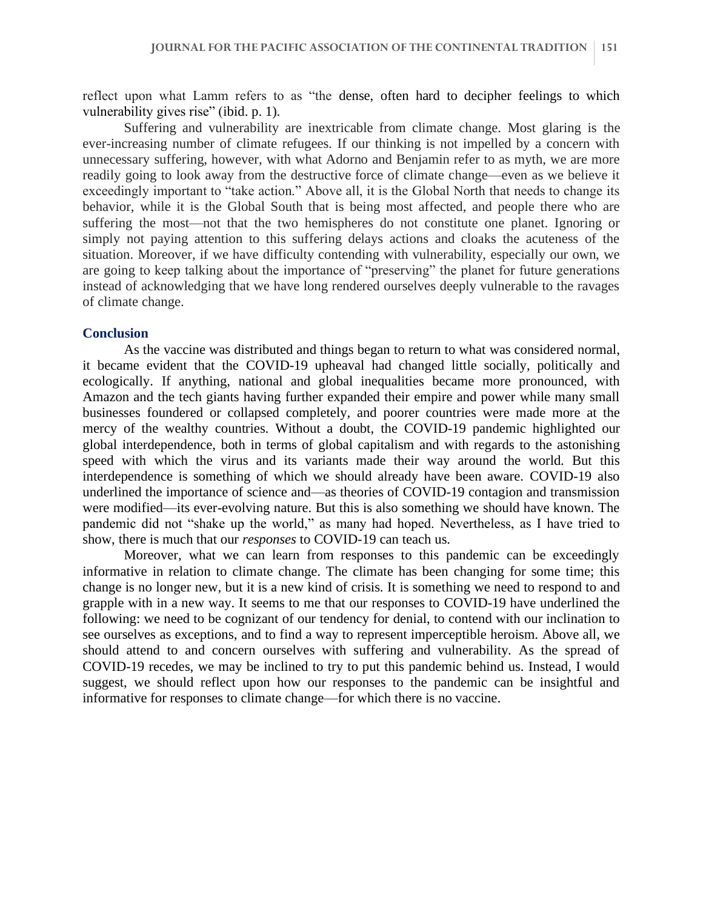reflect upon what Lamm refers to as "the dense, often hard to decipher feelings to which vulnerability gives rise" (ibid. p. 1).

Suffering and vulnerability are inextricable from climate change. Most glaring is the ever-increasing number of climate refugees. If our thinking is not impelled by a concern with unnecessary suffering, however, with what Adorno and Benjamin refer to as myth, we are more readily going to look away from the destructive force of climate change—even as we believe it exceedingly important to "take action." Above all, it is the Global North that needs to change its behavior, while it is the Global South that is being most affected, and people there who are suffering the most—not that the two hemispheres do not constitute one planet. Ignoring or simply not paying attention to this suffering delays actions and cloaks the acuteness of the situation. Moreover, if we have difficulty contending with vulnerability, especially our own, we are going to keep talking about the importance of "preserving" the planet for future generations instead of acknowledging that we have long rendered ourselves deeply vulnerable to the ravages of climate change.

## Conclusion

As the vaccine was distributed and things began to return to what was considered normal, it became evident that the COVID-19 upheaval had changed little socially, politically and ecologically. If anything, national and global inequalities became more pronounced, with Amazon and the tech giants having further expanded their empire and power while many small businesses foundered or collapsed completely, and poorer countries were made more at the mercy of the wealthy countries. Without a doubt, the COVID-19 pandemic highlighted our global interdependence, both in terms of global capitalism and with regards to the astonishing speed with which the virus and its variants made their way around the world. But this interdependence is something of which we should already have been aware. COVID-19 also underlined the importance of science and—as theories of COVID-19 contagion and transmission were modified—its ever-evolving nature. But this is also something we should have known. The pandemic did not "shake up the world," as many had hoped. Nevertheless, as I have tried to show, there is much that our *responses* to COVID-19 can teach us.

Moreover, what we can learn from responses to this pandemic can be exceedingly informative in relation to climate change. The climate has been changing for some time; this change is no longer new, but it is a new kind of crisis. It is something we need to respond to and grapple with in a new way. It seems to me that our responses to COVID-19 have underlined the following: we need to be cognizant of our tendency for denial, to contend with our inclination to see ourselves as exceptions, and to find a way to represent imperceptible heroism. Above all, we should attend to and concern ourselves with suffering and vulnerability. As the spread of COVID-19 recedes, we may be inclined to try to put this pandemic behind us. Instead, I would suggest, we should reflect upon how our responses to the pandemic can be insightful and informative for responses to climate change—for which there is no vaccine.